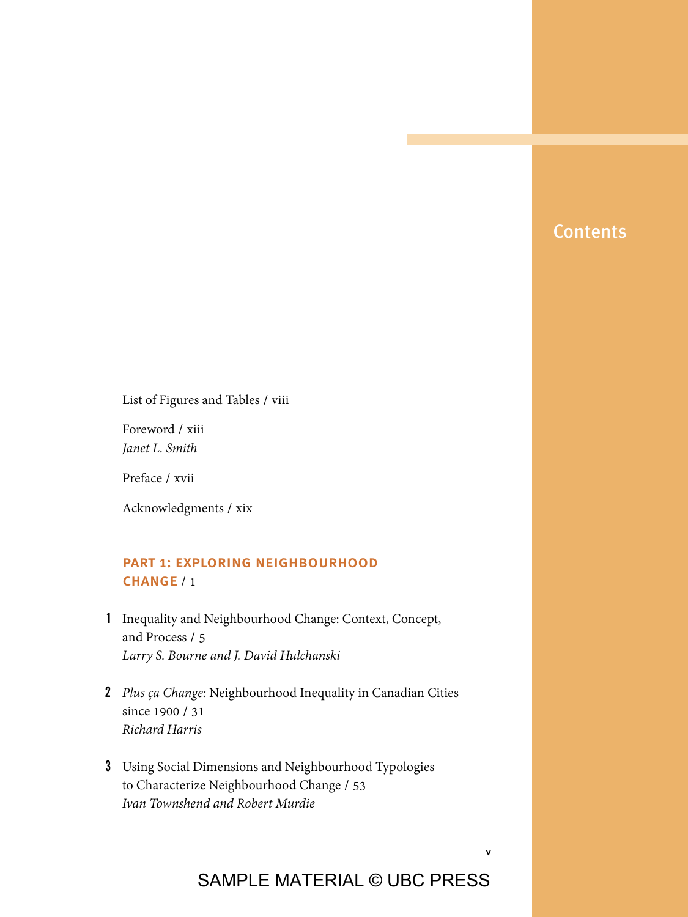# Contents

List of Figures and Tables / viii

Foreword / xiii
*Janet L. Smith*

Preface / xvii

Acknowledgments / xix

## PART 1: EXPLORING NEIGHBOURHOOD CHANGE / 1

**1** Inequality and Neighbourhood Change: Context, Concept, and Process / 5
*Larry S. Bourne and J. David Hulchanski*

**2** *Plus ça Change:* Neighbourhood Inequality in Canadian Cities since 1900 / 31
*Richard Harris*

**3** Using Social Dimensions and Neighbourhood Typologies to Characterize Neighbourhood Change / 53
*Ivan Townshend and Robert Murdie*

SAMPLE MATERIAL © UBC PRESS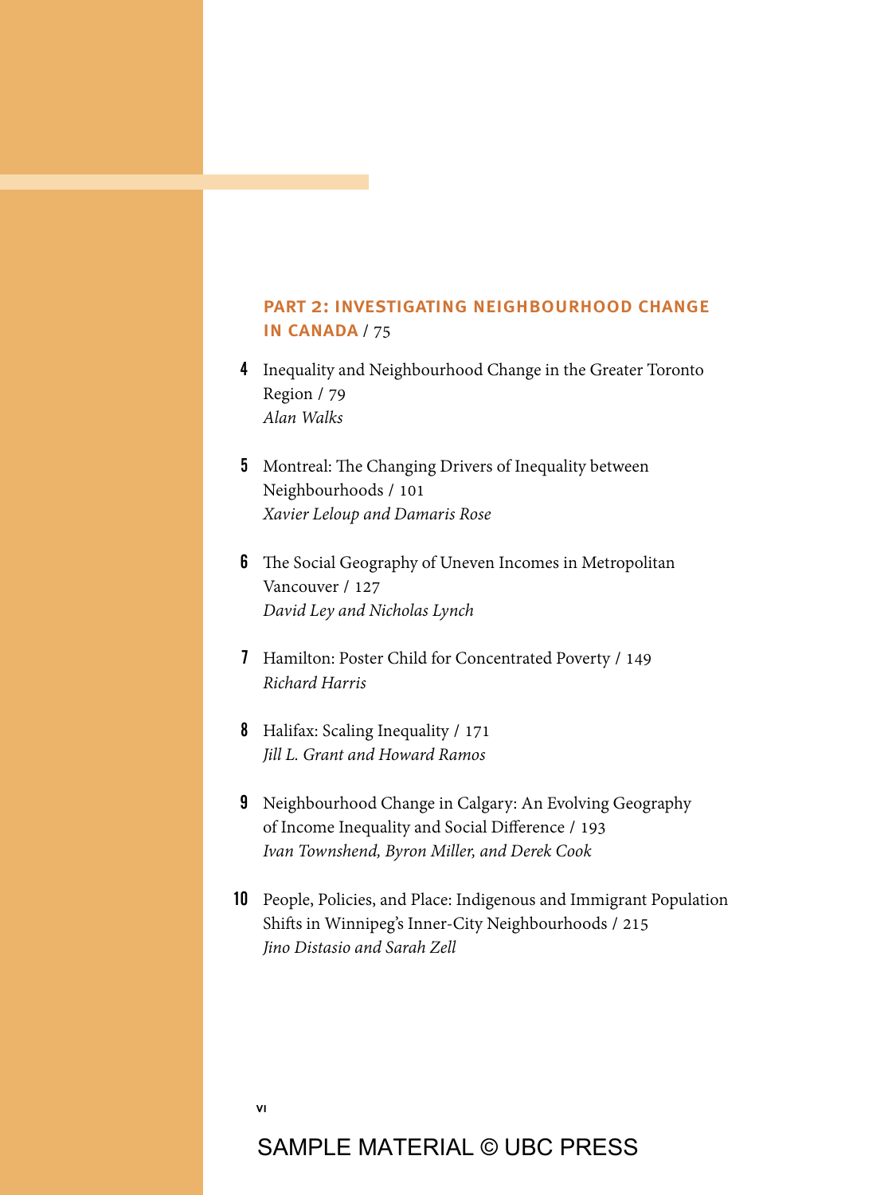## PART 2: INVESTIGATING NEIGHBOURHOOD CHANGE IN CANADA / 75

**4** Inequality and Neighbourhood Change in the Greater Toronto Region / 79
*Alan Walks*

**5** Montreal: The Changing Drivers of Inequality between Neighbourhoods / 101
*Xavier Leloup and Damaris Rose*

**6** The Social Geography of Uneven Incomes in Metropolitan Vancouver / 127
*David Ley and Nicholas Lynch*

**7** Hamilton: Poster Child for Concentrated Poverty / 149
*Richard Harris*

**8** Halifax: Scaling Inequality / 171
*Jill L. Grant and Howard Ramos*

**9** Neighbourhood Change in Calgary: An Evolving Geography of Income Inequality and Social Difference / 193
*Ivan Townshend, Byron Miller, and Derek Cook*

**10** People, Policies, and Place: Indigenous and Immigrant Population Shifts in Winnipeg's Inner-City Neighbourhoods / 215
*Jino Distasio and Sarah Zell*

SAMPLE MATERIAL © UBC PRESS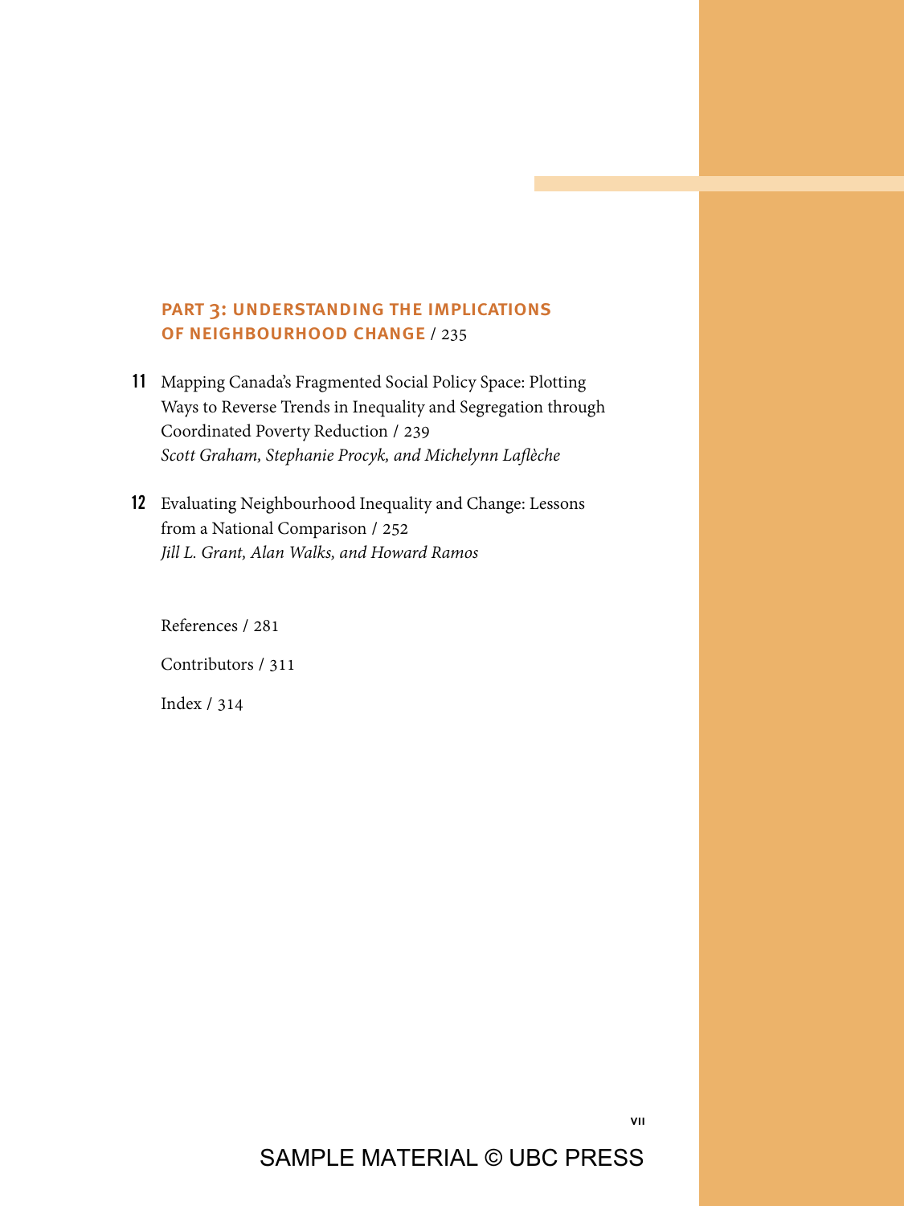## Part 3: Understanding the Implications of Neighbourhood Change / 235

**11** Mapping Canada's Fragmented Social Policy Space: Plotting Ways to Reverse Trends in Inequality and Segregation through Coordinated Poverty Reduction / 239
*Scott Graham, Stephanie Procyk, and Michelynn Laflèche*

**12** Evaluating Neighbourhood Inequality and Change: Lessons from a National Comparison / 252
*Jill L. Grant, Alan Walks, and Howard Ramos*

References / 281

Contributors / 311

Index / 314

SAMPLE MATERIAL © UBC PRESS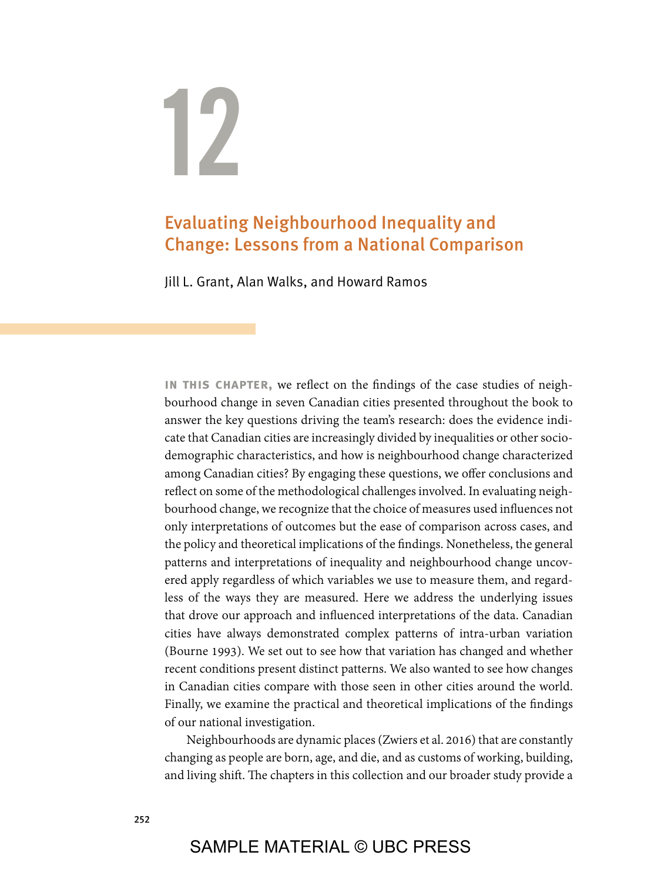# 12

## Evaluating Neighbourhood Inequality and Change: Lessons from a National Comparison

Jill L. Grant, Alan Walks, and Howard Ramos

**IN THIS CHAPTER,** we reflect on the findings of the case studies of neighbourhood change in seven Canadian cities presented throughout the book to answer the key questions driving the team's research: does the evidence indicate that Canadian cities are increasingly divided by inequalities or other sociodemographic characteristics, and how is neighbourhood change characterized among Canadian cities? By engaging these questions, we offer conclusions and reflect on some of the methodological challenges involved. In evaluating neighbourhood change, we recognize that the choice of measures used influences not only interpretations of outcomes but the ease of comparison across cases, and the policy and theoretical implications of the findings. Nonetheless, the general patterns and interpretations of inequality and neighbourhood change uncovered apply regardless of which variables we use to measure them, and regardless of the ways they are measured. Here we address the underlying issues that drove our approach and influenced interpretations of the data. Canadian cities have always demonstrated complex patterns of intra-urban variation (Bourne 1993). We set out to see how that variation has changed and whether recent conditions present distinct patterns. We also wanted to see how changes in Canadian cities compare with those seen in other cities around the world. Finally, we examine the practical and theoretical implications of the findings of our national investigation.

Neighbourhoods are dynamic places (Zwiers et al. 2016) that are constantly changing as people are born, age, and die, and as customs of working, building, and living shift. The chapters in this collection and our broader study provide a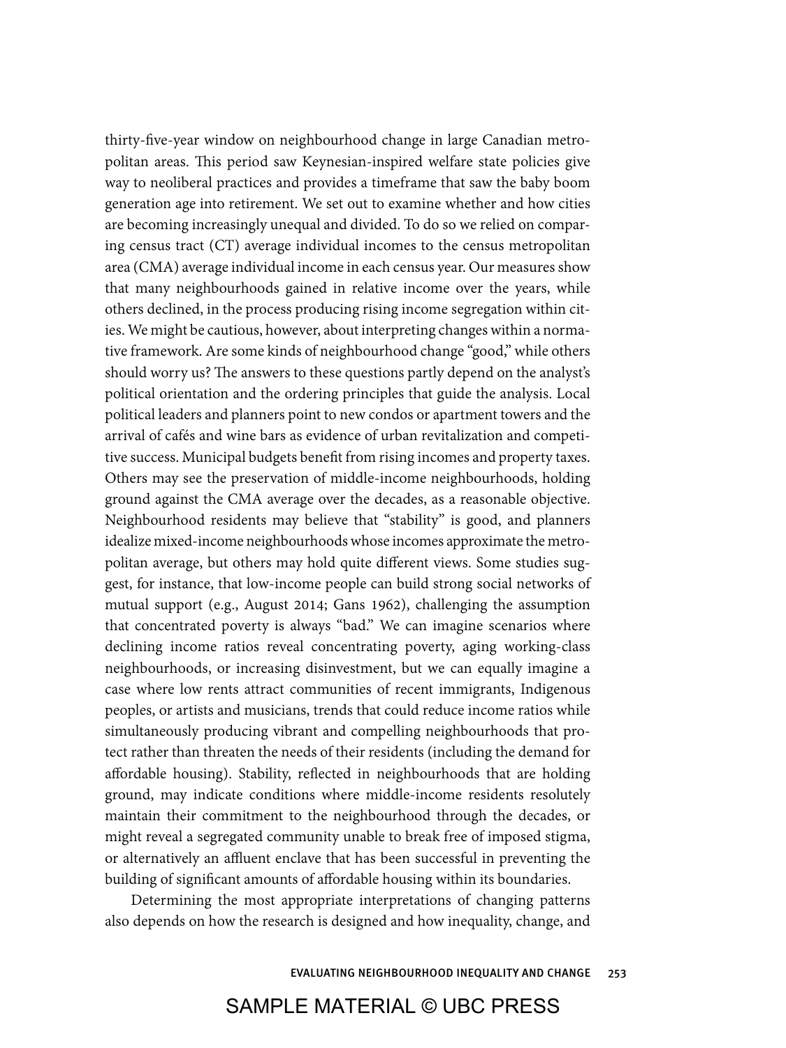thirty-five-year window on neighbourhood change in large Canadian metropolitan areas. This period saw Keynesian-inspired welfare state policies give way to neoliberal practices and provides a timeframe that saw the baby boom generation age into retirement. We set out to examine whether and how cities are becoming increasingly unequal and divided. To do so we relied on comparing census tract (CT) average individual incomes to the census metropolitan area (CMA) average individual income in each census year. Our measures show that many neighbourhoods gained in relative income over the years, while others declined, in the process producing rising income segregation within cities. We might be cautious, however, about interpreting changes within a normative framework. Are some kinds of neighbourhood change "good," while others should worry us? The answers to these questions partly depend on the analyst's political orientation and the ordering principles that guide the analysis. Local political leaders and planners point to new condos or apartment towers and the arrival of cafés and wine bars as evidence of urban revitalization and competitive success. Municipal budgets benefit from rising incomes and property taxes. Others may see the preservation of middle-income neighbourhoods, holding ground against the CMA average over the decades, as a reasonable objective. Neighbourhood residents may believe that "stability" is good, and planners idealize mixed-income neighbourhoods whose incomes approximate the metropolitan average, but others may hold quite different views. Some studies suggest, for instance, that low-income people can build strong social networks of mutual support (e.g., August 2014; Gans 1962), challenging the assumption that concentrated poverty is always "bad." We can imagine scenarios where declining income ratios reveal concentrating poverty, aging working-class neighbourhoods, or increasing disinvestment, but we can equally imagine a case where low rents attract communities of recent immigrants, Indigenous peoples, or artists and musicians, trends that could reduce income ratios while simultaneously producing vibrant and compelling neighbourhoods that protect rather than threaten the needs of their residents (including the demand for affordable housing). Stability, reflected in neighbourhoods that are holding ground, may indicate conditions where middle-income residents resolutely maintain their commitment to the neighbourhood through the decades, or might reveal a segregated community unable to break free of imposed stigma, or alternatively an affluent enclave that has been successful in preventing the building of significant amounts of affordable housing within its boundaries.

Determining the most appropriate interpretations of changing patterns also depends on how the research is designed and how inequality, change, and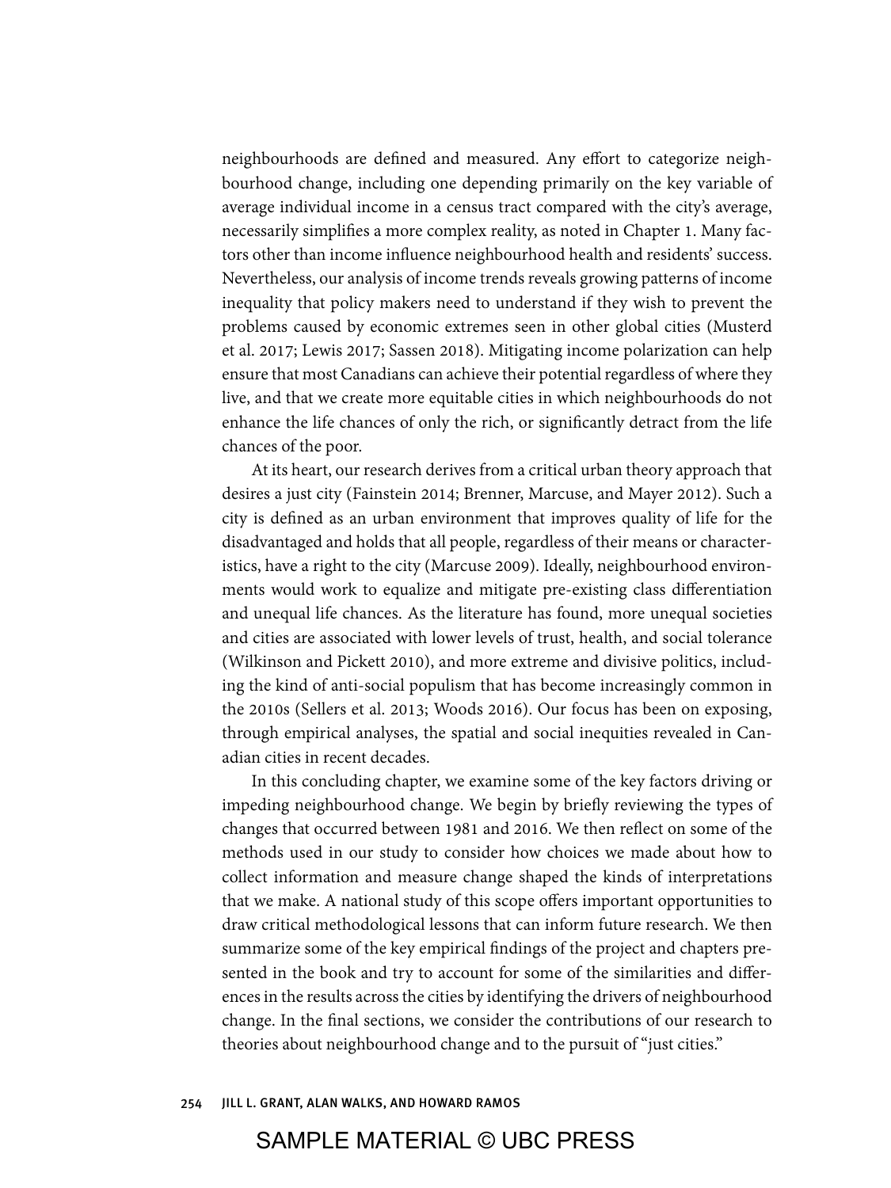neighbourhoods are defined and measured. Any effort to categorize neighbourhood change, including one depending primarily on the key variable of average individual income in a census tract compared with the city's average, necessarily simplifies a more complex reality, as noted in Chapter 1. Many factors other than income influence neighbourhood health and residents' success. Nevertheless, our analysis of income trends reveals growing patterns of income inequality that policy makers need to understand if they wish to prevent the problems caused by economic extremes seen in other global cities (Musterd et al. 2017; Lewis 2017; Sassen 2018). Mitigating income polarization can help ensure that most Canadians can achieve their potential regardless of where they live, and that we create more equitable cities in which neighbourhoods do not enhance the life chances of only the rich, or significantly detract from the life chances of the poor.

At its heart, our research derives from a critical urban theory approach that desires a just city (Fainstein 2014; Brenner, Marcuse, and Mayer 2012). Such a city is defined as an urban environment that improves quality of life for the disadvantaged and holds that all people, regardless of their means or characteristics, have a right to the city (Marcuse 2009). Ideally, neighbourhood environments would work to equalize and mitigate pre-existing class differentiation and unequal life chances. As the literature has found, more unequal societies and cities are associated with lower levels of trust, health, and social tolerance (Wilkinson and Pickett 2010), and more extreme and divisive politics, including the kind of anti-social populism that has become increasingly common in the 2010s (Sellers et al. 2013; Woods 2016). Our focus has been on exposing, through empirical analyses, the spatial and social inequities revealed in Canadian cities in recent decades.

In this concluding chapter, we examine some of the key factors driving or impeding neighbourhood change. We begin by briefly reviewing the types of changes that occurred between 1981 and 2016. We then reflect on some of the methods used in our study to consider how choices we made about how to collect information and measure change shaped the kinds of interpretations that we make. A national study of this scope offers important opportunities to draw critical methodological lessons that can inform future research. We then summarize some of the key empirical findings of the project and chapters presented in the book and try to account for some of the similarities and differences in the results across the cities by identifying the drivers of neighbourhood change. In the final sections, we consider the contributions of our research to theories about neighbourhood change and to the pursuit of "just cities."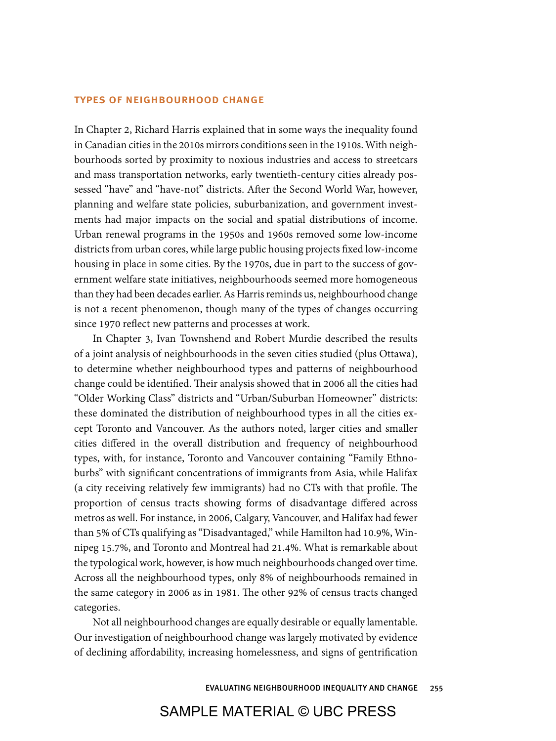## TYPES OF NEIGHBOURHOOD CHANGE

In Chapter 2, Richard Harris explained that in some ways the inequality found in Canadian cities in the 2010s mirrors conditions seen in the 1910s. With neighbourhoods sorted by proximity to noxious industries and access to streetcars and mass transportation networks, early twentieth-century cities already possessed "have" and "have-not" districts. After the Second World War, however, planning and welfare state policies, suburbanization, and government investments had major impacts on the social and spatial distributions of income. Urban renewal programs in the 1950s and 1960s removed some low-income districts from urban cores, while large public housing projects fixed low-income housing in place in some cities. By the 1970s, due in part to the success of government welfare state initiatives, neighbourhoods seemed more homogeneous than they had been decades earlier. As Harris reminds us, neighbourhood change is not a recent phenomenon, though many of the types of changes occurring since 1970 reflect new patterns and processes at work.

In Chapter 3, Ivan Townshend and Robert Murdie described the results of a joint analysis of neighbourhoods in the seven cities studied (plus Ottawa), to determine whether neighbourhood types and patterns of neighbourhood change could be identified. Their analysis showed that in 2006 all the cities had "Older Working Class" districts and "Urban/Suburban Homeowner" districts: these dominated the distribution of neighbourhood types in all the cities except Toronto and Vancouver. As the authors noted, larger cities and smaller cities differed in the overall distribution and frequency of neighbourhood types, with, for instance, Toronto and Vancouver containing "Family Ethnoburbs" with significant concentrations of immigrants from Asia, while Halifax (a city receiving relatively few immigrants) had no CTs with that profile. The proportion of census tracts showing forms of disadvantage differed across metros as well. For instance, in 2006, Calgary, Vancouver, and Halifax had fewer than 5% of CTs qualifying as "Disadvantaged," while Hamilton had 10.9%, Winnipeg 15.7%, and Toronto and Montreal had 21.4%. What is remarkable about the typological work, however, is how much neighbourhoods changed over time. Across all the neighbourhood types, only 8% of neighbourhoods remained in the same category in 2006 as in 1981. The other 92% of census tracts changed categories.

Not all neighbourhood changes are equally desirable or equally lamentable. Our investigation of neighbourhood change was largely motivated by evidence of declining affordability, increasing homelessness, and signs of gentrification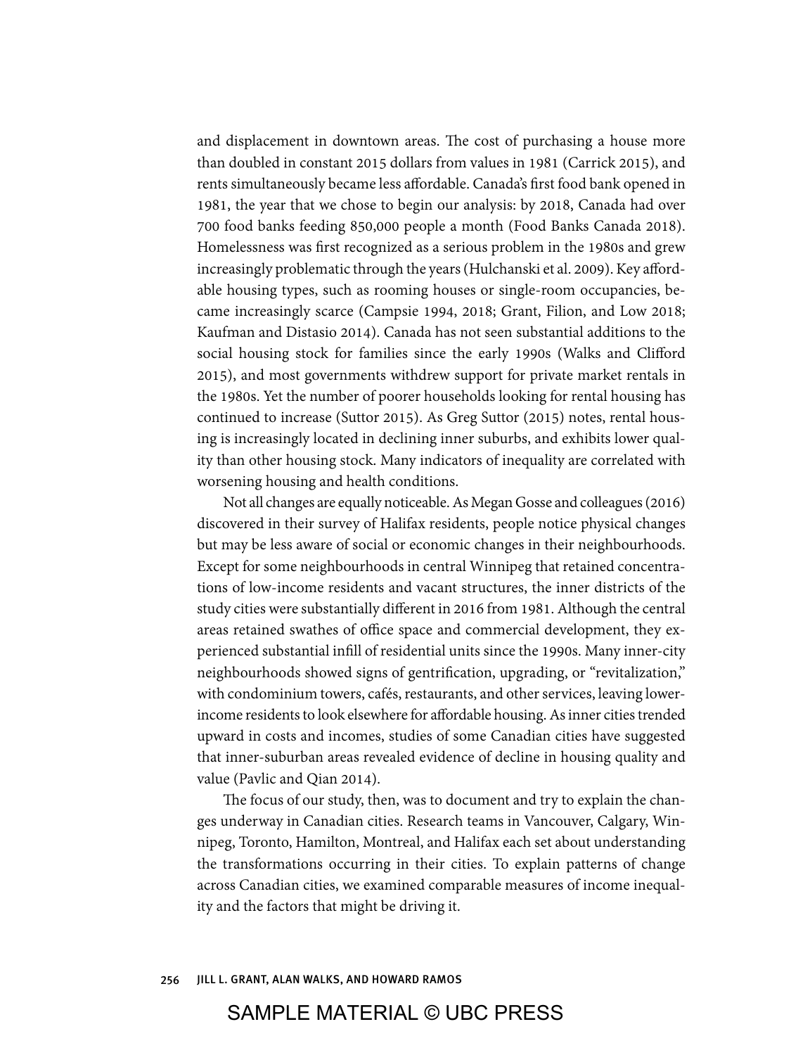and displacement in downtown areas. The cost of purchasing a house more than doubled in constant 2015 dollars from values in 1981 (Carrick 2015), and rents simultaneously became less affordable. Canada's first food bank opened in 1981, the year that we chose to begin our analysis: by 2018, Canada had over 700 food banks feeding 850,000 people a month (Food Banks Canada 2018). Homelessness was first recognized as a serious problem in the 1980s and grew increasingly problematic through the years (Hulchanski et al. 2009). Key affordable housing types, such as rooming houses or single-room occupancies, became increasingly scarce (Campsie 1994, 2018; Grant, Filion, and Low 2018; Kaufman and Distasio 2014). Canada has not seen substantial additions to the social housing stock for families since the early 1990s (Walks and Clifford 2015), and most governments withdrew support for private market rentals in the 1980s. Yet the number of poorer households looking for rental housing has continued to increase (Suttor 2015). As Greg Suttor (2015) notes, rental housing is increasingly located in declining inner suburbs, and exhibits lower quality than other housing stock. Many indicators of inequality are correlated with worsening housing and health conditions.

Not all changes are equally noticeable. As Megan Gosse and colleagues (2016) discovered in their survey of Halifax residents, people notice physical changes but may be less aware of social or economic changes in their neighbourhoods. Except for some neighbourhoods in central Winnipeg that retained concentrations of low-income residents and vacant structures, the inner districts of the study cities were substantially different in 2016 from 1981. Although the central areas retained swathes of office space and commercial development, they experienced substantial infill of residential units since the 1990s. Many inner-city neighbourhoods showed signs of gentrification, upgrading, or "revitalization," with condominium towers, cafés, restaurants, and other services, leaving lower-income residents to look elsewhere for affordable housing. As inner cities trended upward in costs and incomes, studies of some Canadian cities have suggested that inner-suburban areas revealed evidence of decline in housing quality and value (Pavlic and Qian 2014).

The focus of our study, then, was to document and try to explain the changes underway in Canadian cities. Research teams in Vancouver, Calgary, Winnipeg, Toronto, Hamilton, Montreal, and Halifax each set about understanding the transformations occurring in their cities. To explain patterns of change across Canadian cities, we examined comparable measures of income inequality and the factors that might be driving it.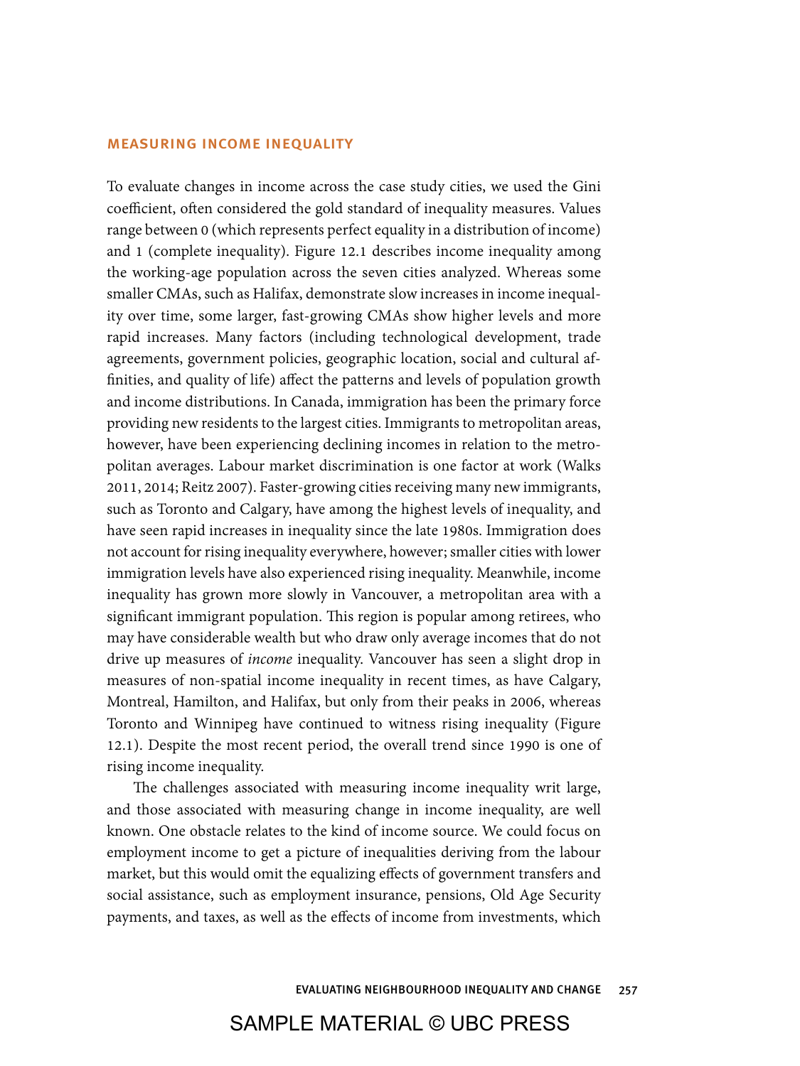## MEASURING INCOME INEQUALITY

To evaluate changes in income across the case study cities, we used the Gini coefficient, often considered the gold standard of inequality measures. Values range between 0 (which represents perfect equality in a distribution of income) and 1 (complete inequality). Figure 12.1 describes income inequality among the working-age population across the seven cities analyzed. Whereas some smaller CMAs, such as Halifax, demonstrate slow increases in income inequality over time, some larger, fast-growing CMAs show higher levels and more rapid increases. Many factors (including technological development, trade agreements, government policies, geographic location, social and cultural affinities, and quality of life) affect the patterns and levels of population growth and income distributions. In Canada, immigration has been the primary force providing new residents to the largest cities. Immigrants to metropolitan areas, however, have been experiencing declining incomes in relation to the metropolitan averages. Labour market discrimination is one factor at work (Walks 2011, 2014; Reitz 2007). Faster-growing cities receiving many new immigrants, such as Toronto and Calgary, have among the highest levels of inequality, and have seen rapid increases in inequality since the late 1980s. Immigration does not account for rising inequality everywhere, however; smaller cities with lower immigration levels have also experienced rising inequality. Meanwhile, income inequality has grown more slowly in Vancouver, a metropolitan area with a significant immigrant population. This region is popular among retirees, who may have considerable wealth but who draw only average incomes that do not drive up measures of *income* inequality. Vancouver has seen a slight drop in measures of non-spatial income inequality in recent times, as have Calgary, Montreal, Hamilton, and Halifax, but only from their peaks in 2006, whereas Toronto and Winnipeg have continued to witness rising inequality (Figure 12.1). Despite the most recent period, the overall trend since 1990 is one of rising income inequality.

The challenges associated with measuring income inequality writ large, and those associated with measuring change in income inequality, are well known. One obstacle relates to the kind of income source. We could focus on employment income to get a picture of inequalities deriving from the labour market, but this would omit the equalizing effects of government transfers and social assistance, such as employment insurance, pensions, Old Age Security payments, and taxes, as well as the effects of income from investments, which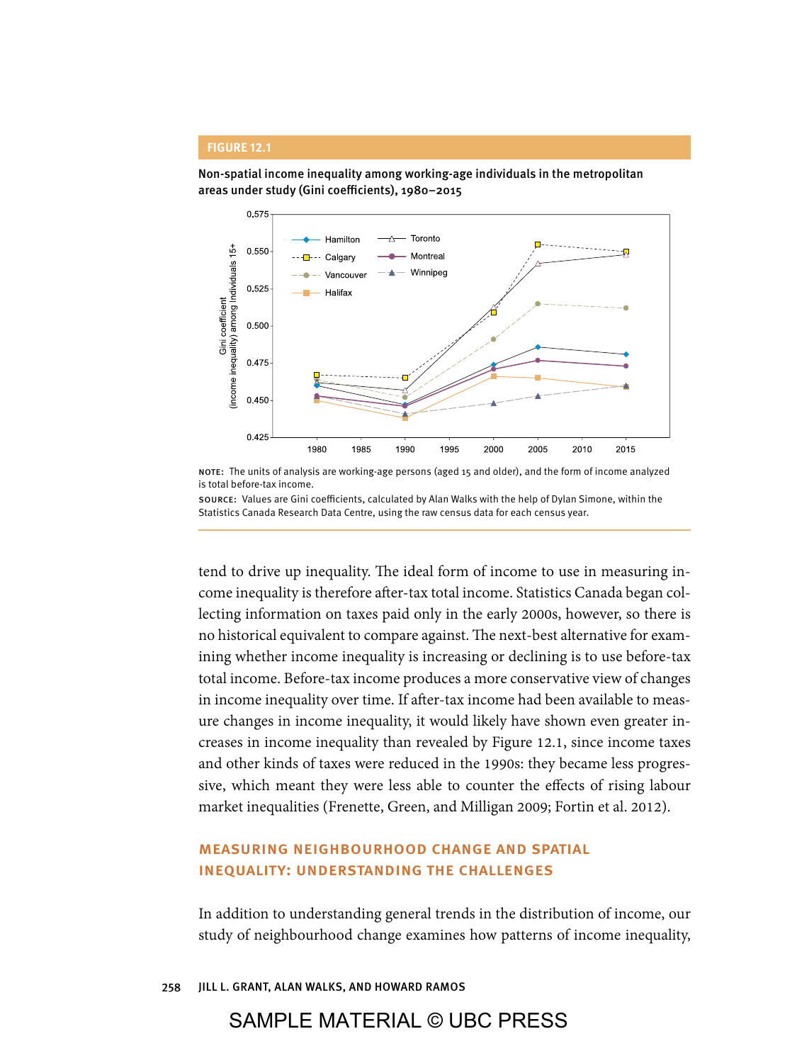**FIGURE 12.1**

**Non-spatial income inequality among working-age individuals in the metropolitan areas under study (Gini coefficients), 1980–2015**

NOTE: The units of analysis are working-age persons (aged 15 and older), and the form of income analyzed is total before-tax income.

SOURCE: Values are Gini coefficients, calculated by Alan Walks with the help of Dylan Simone, within the Statistics Canada Research Data Centre, using the raw census data for each census year.

tend to drive up inequality. The ideal form of income to use in measuring income inequality is therefore after-tax total income. Statistics Canada began collecting information on taxes paid only in the early 2000s, however, so there is no historical equivalent to compare against. The next-best alternative for examining whether income inequality is increasing or declining is to use before-tax total income. Before-tax income produces a more conservative view of changes in income inequality over time. If after-tax income had been available to measure changes in income inequality, it would likely have shown even greater increases in income inequality than revealed by Figure 12.1, since income taxes and other kinds of taxes were reduced in the 1990s: they became less progressive, which meant they were less able to counter the effects of rising labour market inequalities (Frenette, Green, and Milligan 2009; Fortin et al. 2012).

## MEASURING NEIGHBOURHOOD CHANGE AND SPATIAL INEQUALITY: UNDERSTANDING THE CHALLENGES

In addition to understanding general trends in the distribution of income, our study of neighbourhood change examines how patterns of income inequality,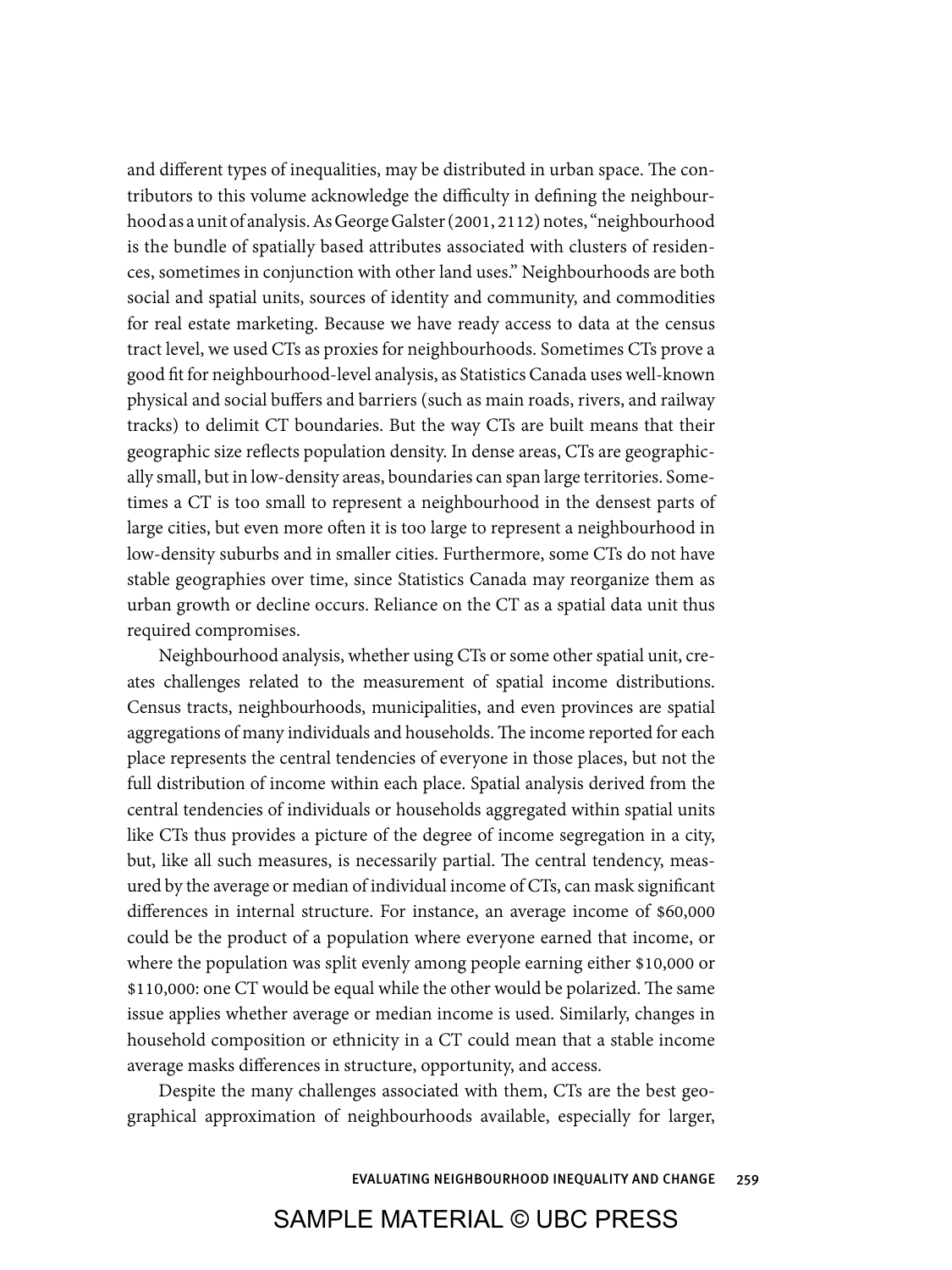and different types of inequalities, may be distributed in urban space. The contributors to this volume acknowledge the difficulty in defining the neighbourhood as a unit of analysis. As George Galster (2001, 2112) notes, "neighbourhood is the bundle of spatially based attributes associated with clusters of residences, sometimes in conjunction with other land uses." Neighbourhoods are both social and spatial units, sources of identity and community, and commodities for real estate marketing. Because we have ready access to data at the census tract level, we used CTs as proxies for neighbourhoods. Sometimes CTs prove a good fit for neighbourhood-level analysis, as Statistics Canada uses well-known physical and social buffers and barriers (such as main roads, rivers, and railway tracks) to delimit CT boundaries. But the way CTs are built means that their geographic size reflects population density. In dense areas, CTs are geographically small, but in low-density areas, boundaries can span large territories. Sometimes a CT is too small to represent a neighbourhood in the densest parts of large cities, but even more often it is too large to represent a neighbourhood in low-density suburbs and in smaller cities. Furthermore, some CTs do not have stable geographies over time, since Statistics Canada may reorganize them as urban growth or decline occurs. Reliance on the CT as a spatial data unit thus required compromises.

Neighbourhood analysis, whether using CTs or some other spatial unit, creates challenges related to the measurement of spatial income distributions. Census tracts, neighbourhoods, municipalities, and even provinces are spatial aggregations of many individuals and households. The income reported for each place represents the central tendencies of everyone in those places, but not the full distribution of income within each place. Spatial analysis derived from the central tendencies of individuals or households aggregated within spatial units like CTs thus provides a picture of the degree of income segregation in a city, but, like all such measures, is necessarily partial. The central tendency, measured by the average or median of individual income of CTs, can mask significant differences in internal structure. For instance, an average income of $60,000 could be the product of a population where everyone earned that income, or where the population was split evenly among people earning either $10,000 or $110,000: one CT would be equal while the other would be polarized. The same issue applies whether average or median income is used. Similarly, changes in household composition or ethnicity in a CT could mean that a stable income average masks differences in structure, opportunity, and access.

Despite the many challenges associated with them, CTs are the best geographical approximation of neighbourhoods available, especially for larger,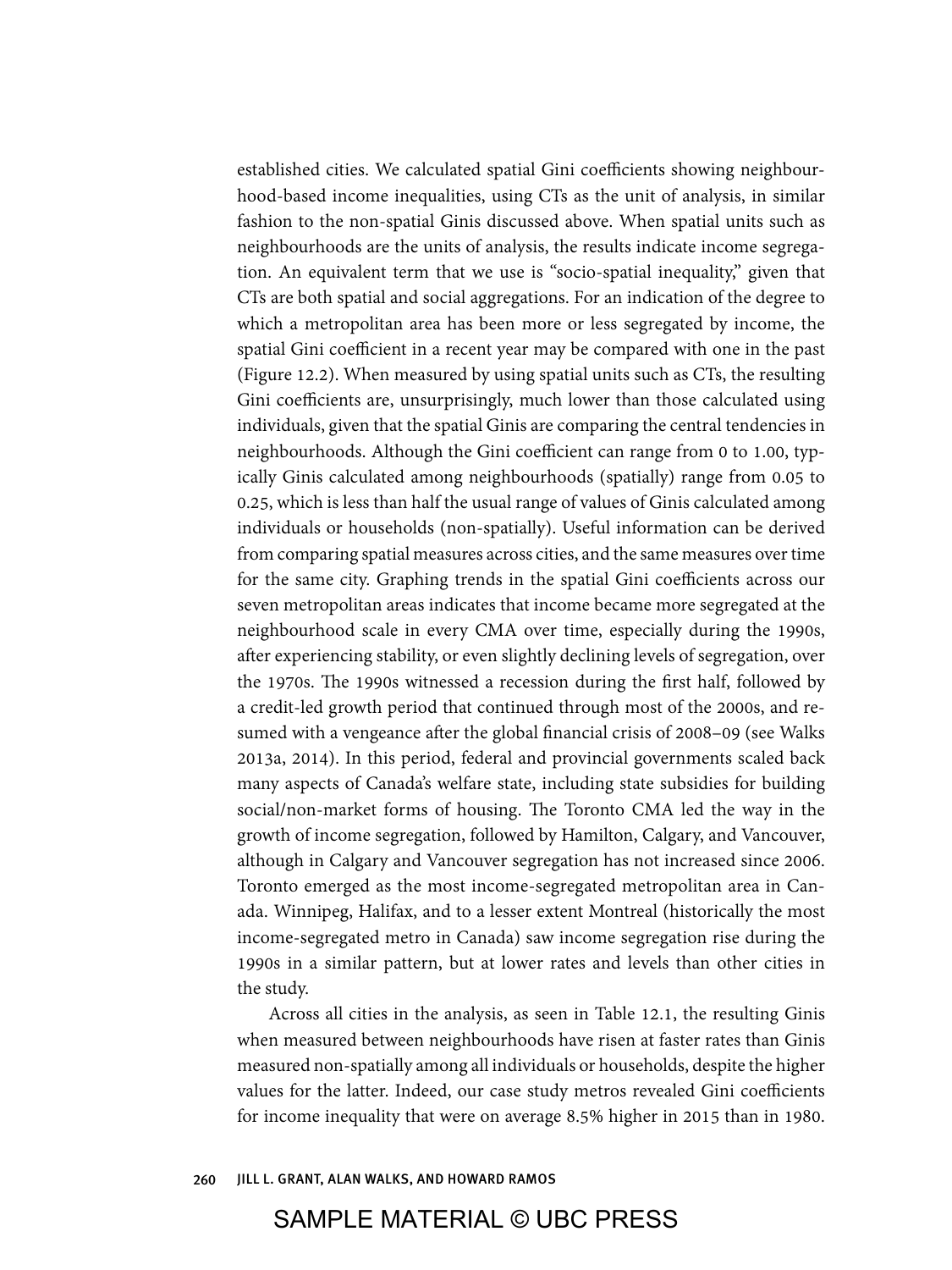established cities. We calculated spatial Gini coefficients showing neighbourhood-based income inequalities, using CTs as the unit of analysis, in similar fashion to the non-spatial Ginis discussed above. When spatial units such as neighbourhoods are the units of analysis, the results indicate income segregation. An equivalent term that we use is "socio-spatial inequality," given that CTs are both spatial and social aggregations. For an indication of the degree to which a metropolitan area has been more or less segregated by income, the spatial Gini coefficient in a recent year may be compared with one in the past (Figure 12.2). When measured by using spatial units such as CTs, the resulting Gini coefficients are, unsurprisingly, much lower than those calculated using individuals, given that the spatial Ginis are comparing the central tendencies in neighbourhoods. Although the Gini coefficient can range from 0 to 1.00, typically Ginis calculated among neighbourhoods (spatially) range from 0.05 to 0.25, which is less than half the usual range of values of Ginis calculated among individuals or households (non-spatially). Useful information can be derived from comparing spatial measures across cities, and the same measures over time for the same city. Graphing trends in the spatial Gini coefficients across our seven metropolitan areas indicates that income became more segregated at the neighbourhood scale in every CMA over time, especially during the 1990s, after experiencing stability, or even slightly declining levels of segregation, over the 1970s. The 1990s witnessed a recession during the first half, followed by a credit-led growth period that continued through most of the 2000s, and resumed with a vengeance after the global financial crisis of 2008–09 (see Walks 2013a, 2014). In this period, federal and provincial governments scaled back many aspects of Canada's welfare state, including state subsidies for building social/non-market forms of housing. The Toronto CMA led the way in the growth of income segregation, followed by Hamilton, Calgary, and Vancouver, although in Calgary and Vancouver segregation has not increased since 2006. Toronto emerged as the most income-segregated metropolitan area in Canada. Winnipeg, Halifax, and to a lesser extent Montreal (historically the most income-segregated metro in Canada) saw income segregation rise during the 1990s in a similar pattern, but at lower rates and levels than other cities in the study.

Across all cities in the analysis, as seen in Table 12.1, the resulting Ginis when measured between neighbourhoods have risen at faster rates than Ginis measured non-spatially among all individuals or households, despite the higher values for the latter. Indeed, our case study metros revealed Gini coefficients for income inequality that were on average 8.5% higher in 2015 than in 1980.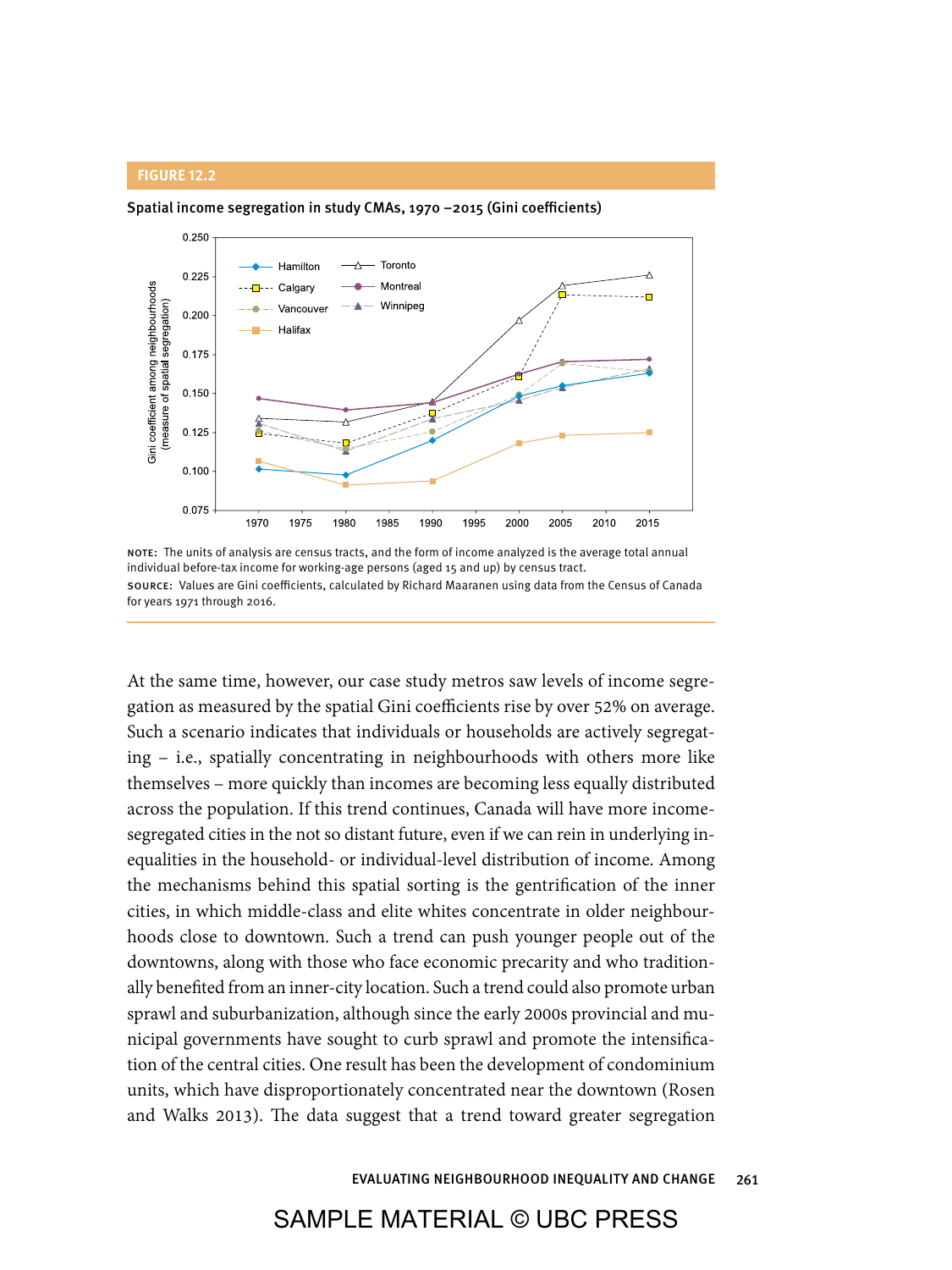**FIGURE 12.2**

**Spatial income segregation in study CMAs, 1970 –2015 (Gini coefficients)**

NOTE: The units of analysis are census tracts, and the form of income analyzed is the average total annual individual before-tax income for working-age persons (aged 15 and up) by census tract.

SOURCE: Values are Gini coefficients, calculated by Richard Maaranen using data from the Census of Canada for years 1971 through 2016.

At the same time, however, our case study metros saw levels of income segregation as measured by the spatial Gini coefficients rise by over 52% on average. Such a scenario indicates that individuals or households are actively segregating – i.e., spatially concentrating in neighbourhoods with others more like themselves – more quickly than incomes are becoming less equally distributed across the population. If this trend continues, Canada will have more income-segregated cities in the not so distant future, even if we can rein in underlying inequalities in the household- or individual-level distribution of income. Among the mechanisms behind this spatial sorting is the gentrification of the inner cities, in which middle-class and elite whites concentrate in older neighbourhoods close to downtown. Such a trend can push younger people out of the downtowns, along with those who face economic precarity and who traditionally benefited from an inner-city location. Such a trend could also promote urban sprawl and suburbanization, although since the early 2000s provincial and municipal governments have sought to curb sprawl and promote the intensification of the central cities. One result has been the development of condominium units, which have disproportionately concentrated near the downtown (Rosen and Walks 2013). The data suggest that a trend toward greater segregation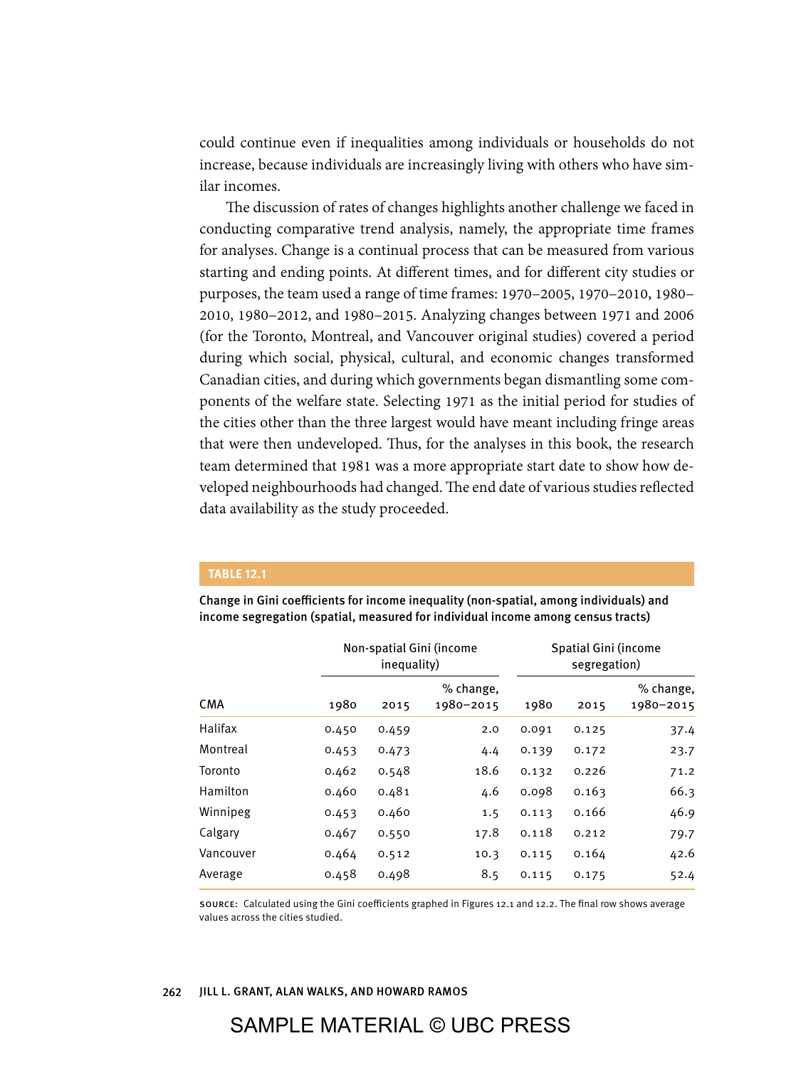could continue even if inequalities among individuals or households do not increase, because individuals are increasingly living with others who have similar incomes.

The discussion of rates of changes highlights another challenge we faced in conducting comparative trend analysis, namely, the appropriate time frames for analyses. Change is a continual process that can be measured from various starting and ending points. At different times, and for different city studies or purposes, the team used a range of time frames: 1970–2005, 1970–2010, 1980–2010, 1980–2012, and 1980–2015. Analyzing changes between 1971 and 2006 (for the Toronto, Montreal, and Vancouver original studies) covered a period during which social, physical, cultural, and economic changes transformed Canadian cities, and during which governments began dismantling some components of the welfare state. Selecting 1971 as the initial period for studies of the cities other than the three largest would have meant including fringe areas that were then undeveloped. Thus, for the analyses in this book, the research team determined that 1981 was a more appropriate start date to show how developed neighbourhoods had changed. The end date of various studies reflected data availability as the study proceeded.

**TABLE 12.1**

**Change in Gini coefficients for income inequality (non-spatial, among individuals) and income segregation (spatial, measured for individual income among census tracts)**

| | Non-spatial Gini (income inequality) | | | Spatial Gini (income segregation) | | |
|---|---|---|---|---|---|---|
| CMA | 1980 | 2015 | % change, 1980–2015 | 1980 | 2015 | % change, 1980–2015 |
| Halifax | 0.450 | 0.459 | 2.0 | 0.091 | 0.125 | 37.4 |
| Montreal | 0.453 | 0.473 | 4.4 | 0.139 | 0.172 | 23.7 |
| Toronto | 0.462 | 0.548 | 18.6 | 0.132 | 0.226 | 71.2 |
| Hamilton | 0.460 | 0.481 | 4.6 | 0.098 | 0.163 | 66.3 |
| Winnipeg | 0.453 | 0.460 | 1.5 | 0.113 | 0.166 | 46.9 |
| Calgary | 0.467 | 0.550 | 17.8 | 0.118 | 0.212 | 79.7 |
| Vancouver | 0.464 | 0.512 | 10.3 | 0.115 | 0.164 | 42.6 |
| Average | 0.458 | 0.498 | 8.5 | 0.115 | 0.175 | 52.4 |

SOURCE: Calculated using the Gini coefficients graphed in Figures 12.1 and 12.2. The final row shows average values across the cities studied.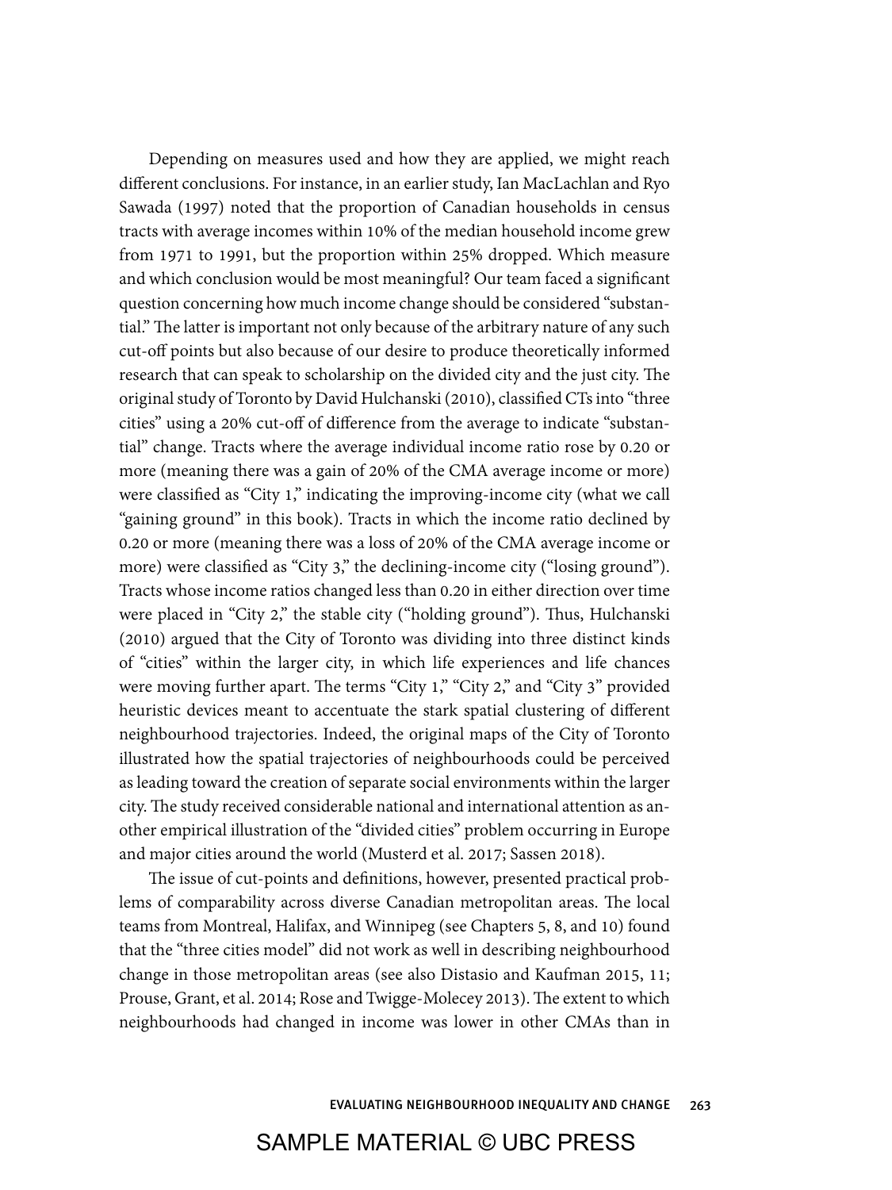Depending on measures used and how they are applied, we might reach different conclusions. For instance, in an earlier study, Ian MacLachlan and Ryo Sawada (1997) noted that the proportion of Canadian households in census tracts with average incomes within 10% of the median household income grew from 1971 to 1991, but the proportion within 25% dropped. Which measure and which conclusion would be most meaningful? Our team faced a significant question concerning how much income change should be considered "substantial." The latter is important not only because of the arbitrary nature of any such cut-off points but also because of our desire to produce theoretically informed research that can speak to scholarship on the divided city and the just city. The original study of Toronto by David Hulchanski (2010), classified CTs into "three cities" using a 20% cut-off of difference from the average to indicate "substantial" change. Tracts where the average individual income ratio rose by 0.20 or more (meaning there was a gain of 20% of the CMA average income or more) were classified as "City 1," indicating the improving-income city (what we call "gaining ground" in this book). Tracts in which the income ratio declined by 0.20 or more (meaning there was a loss of 20% of the CMA average income or more) were classified as "City 3," the declining-income city ("losing ground"). Tracts whose income ratios changed less than 0.20 in either direction over time were placed in "City 2," the stable city ("holding ground"). Thus, Hulchanski (2010) argued that the City of Toronto was dividing into three distinct kinds of "cities" within the larger city, in which life experiences and life chances were moving further apart. The terms "City 1," "City 2," and "City 3" provided heuristic devices meant to accentuate the stark spatial clustering of different neighbourhood trajectories. Indeed, the original maps of the City of Toronto illustrated how the spatial trajectories of neighbourhoods could be perceived as leading toward the creation of separate social environments within the larger city. The study received considerable national and international attention as another empirical illustration of the "divided cities" problem occurring in Europe and major cities around the world (Musterd et al. 2017; Sassen 2018).

The issue of cut-points and definitions, however, presented practical problems of comparability across diverse Canadian metropolitan areas. The local teams from Montreal, Halifax, and Winnipeg (see Chapters 5, 8, and 10) found that the "three cities model" did not work as well in describing neighbourhood change in those metropolitan areas (see also Distasio and Kaufman 2015, 11; Prouse, Grant, et al. 2014; Rose and Twigge-Molecey 2013). The extent to which neighbourhoods had changed in income was lower in other CMAs than in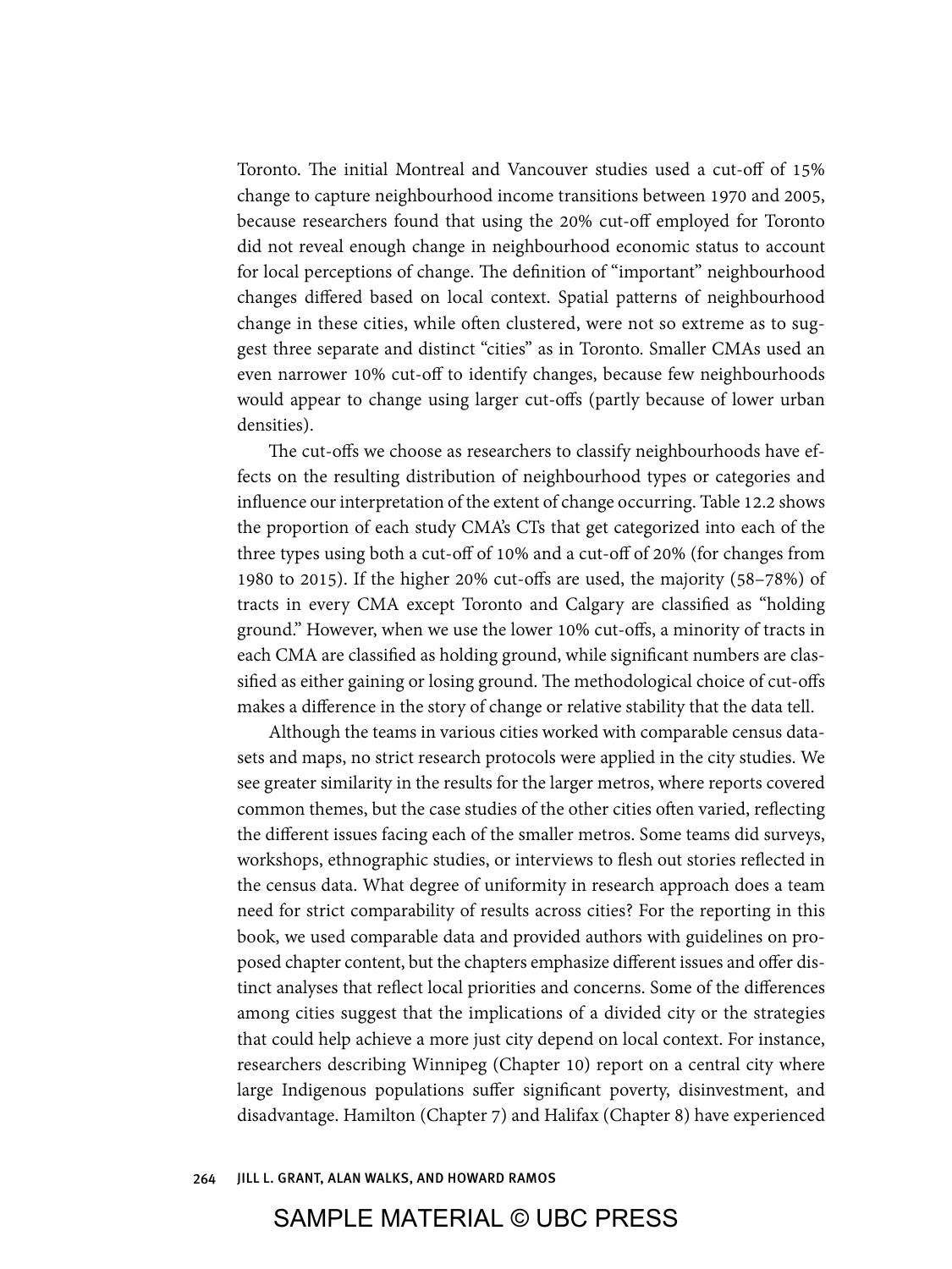Toronto. The initial Montreal and Vancouver studies used a cut-off of 15% change to capture neighbourhood income transitions between 1970 and 2005, because researchers found that using the 20% cut-off employed for Toronto did not reveal enough change in neighbourhood economic status to account for local perceptions of change. The definition of "important" neighbourhood changes differed based on local context. Spatial patterns of neighbourhood change in these cities, while often clustered, were not so extreme as to suggest three separate and distinct "cities" as in Toronto. Smaller CMAs used an even narrower 10% cut-off to identify changes, because few neighbourhoods would appear to change using larger cut-offs (partly because of lower urban densities).

The cut-offs we choose as researchers to classify neighbourhoods have effects on the resulting distribution of neighbourhood types or categories and influence our interpretation of the extent of change occurring. Table 12.2 shows the proportion of each study CMA's CTs that get categorized into each of the three types using both a cut-off of 10% and a cut-off of 20% (for changes from 1980 to 2015). If the higher 20% cut-offs are used, the majority (58–78%) of tracts in every CMA except Toronto and Calgary are classified as "holding ground." However, when we use the lower 10% cut-offs, a minority of tracts in each CMA are classified as holding ground, while significant numbers are classified as either gaining or losing ground. The methodological choice of cut-offs makes a difference in the story of change or relative stability that the data tell.

Although the teams in various cities worked with comparable census datasets and maps, no strict research protocols were applied in the city studies. We see greater similarity in the results for the larger metros, where reports covered common themes, but the case studies of the other cities often varied, reflecting the different issues facing each of the smaller metros. Some teams did surveys, workshops, ethnographic studies, or interviews to flesh out stories reflected in the census data. What degree of uniformity in research approach does a team need for strict comparability of results across cities? For the reporting in this book, we used comparable data and provided authors with guidelines on proposed chapter content, but the chapters emphasize different issues and offer distinct analyses that reflect local priorities and concerns. Some of the differences among cities suggest that the implications of a divided city or the strategies that could help achieve a more just city depend on local context. For instance, researchers describing Winnipeg (Chapter 10) report on a central city where large Indigenous populations suffer significant poverty, disinvestment, and disadvantage. Hamilton (Chapter 7) and Halifax (Chapter 8) have experienced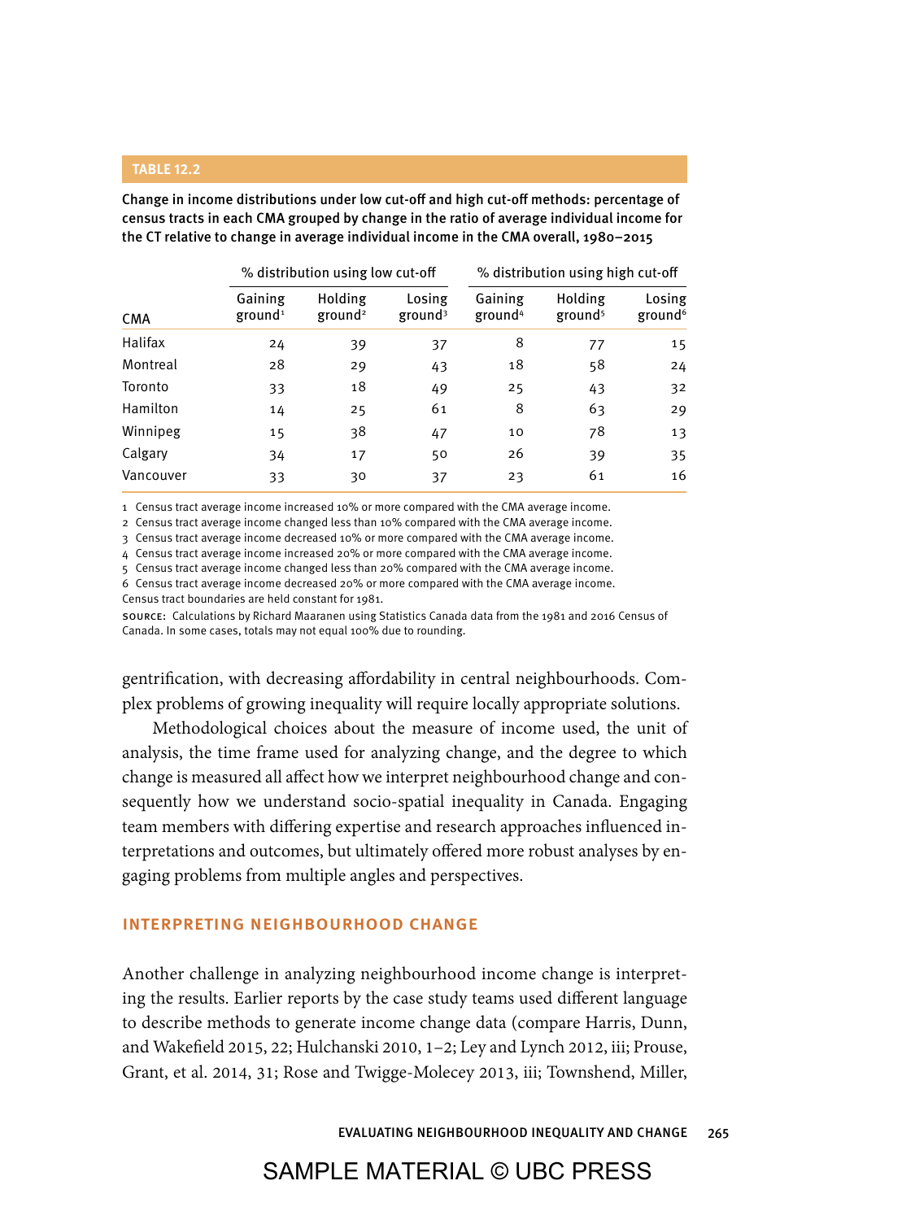**TABLE 12.2**

**Change in income distributions under low cut-off and high cut-off methods: percentage of census tracts in each CMA grouped by change in the ratio of average individual income for the CT relative to change in average individual income in the CMA overall, 1980–2015**

| | % distribution using low cut-off | | | % distribution using high cut-off | | |
|---|---|---|---|---|---|---|
| CMA | Gaining ground[1] | Holding ground[2] | Losing ground[3] | Gaining ground[4] | Holding ground[5] | Losing ground[6] |
| Halifax | 24 | 39 | 37 | 8 | 77 | 15 |
| Montreal | 28 | 29 | 43 | 18 | 58 | 24 |
| Toronto | 33 | 18 | 49 | 25 | 43 | 32 |
| Hamilton | 14 | 25 | 61 | 8 | 63 | 29 |
| Winnipeg | 15 | 38 | 47 | 10 | 78 | 13 |
| Calgary | 34 | 17 | 50 | 26 | 39 | 35 |
| Vancouver | 33 | 30 | 37 | 23 | 61 | 16 |

1 Census tract average income increased 10% or more compared with the CMA average income.
2 Census tract average income changed less than 10% compared with the CMA average income.
3 Census tract average income decreased 10% or more compared with the CMA average income.
4 Census tract average income increased 20% or more compared with the CMA average income.
5 Census tract average income changed less than 20% compared with the CMA average income.
6 Census tract average income decreased 20% or more compared with the CMA average income.
Census tract boundaries are held constant for 1981.

SOURCE: Calculations by Richard Maaranen using Statistics Canada data from the 1981 and 2016 Census of Canada. In some cases, totals may not equal 100% due to rounding.

gentrification, with decreasing affordability in central neighbourhoods. Complex problems of growing inequality will require locally appropriate solutions.

Methodological choices about the measure of income used, the unit of analysis, the time frame used for analyzing change, and the degree to which change is measured all affect how we interpret neighbourhood change and consequently how we understand socio-spatial inequality in Canada. Engaging team members with differing expertise and research approaches influenced interpretations and outcomes, but ultimately offered more robust analyses by engaging problems from multiple angles and perspectives.

## INTERPRETING NEIGHBOURHOOD CHANGE

Another challenge in analyzing neighbourhood income change is interpreting the results. Earlier reports by the case study teams used different language to describe methods to generate income change data (compare Harris, Dunn, and Wakefield 2015, 22; Hulchanski 2010, 1–2; Ley and Lynch 2012, iii; Prouse, Grant, et al. 2014, 31; Rose and Twigge-Molecey 2013, iii; Townshend, Miller,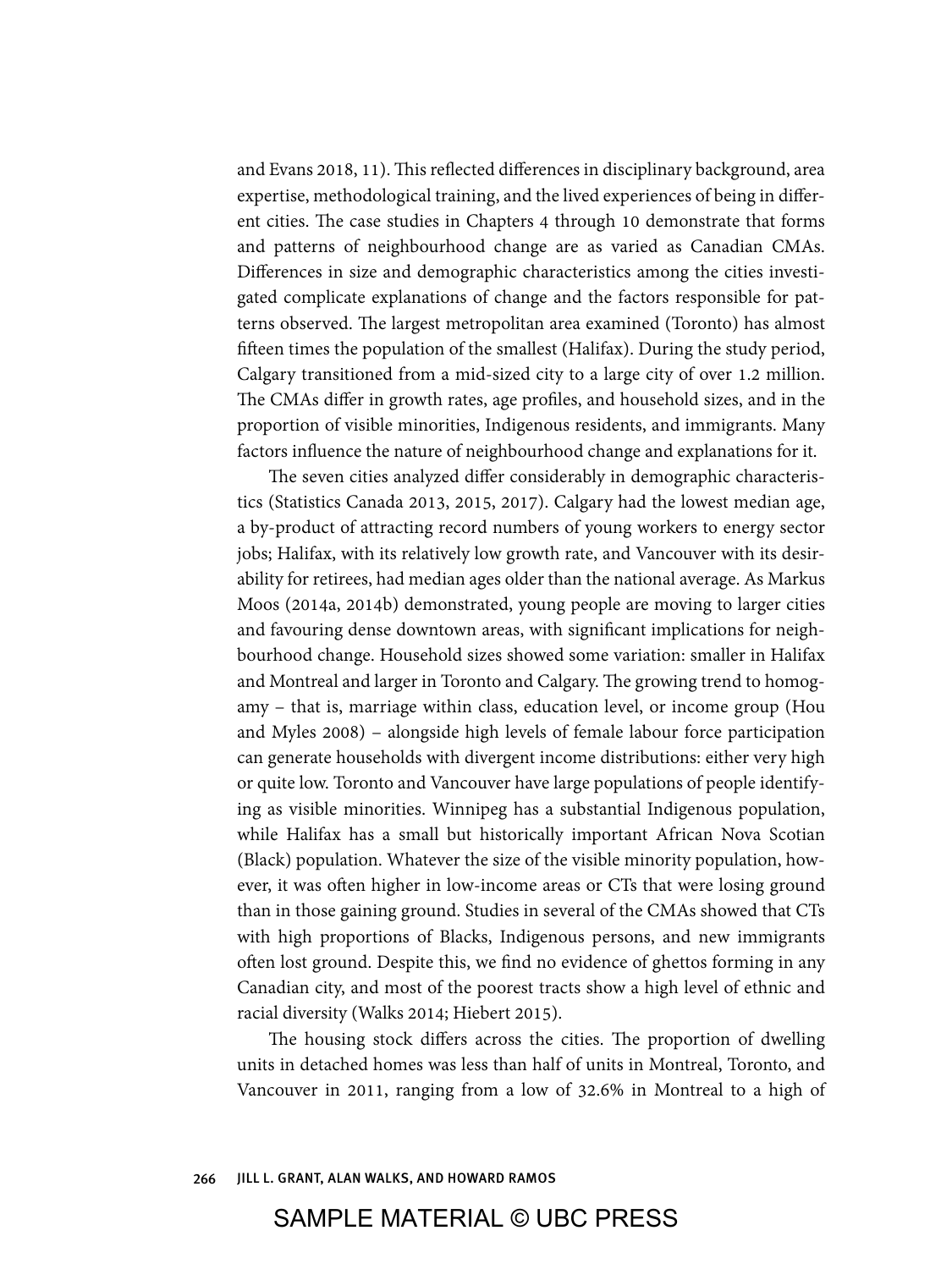and Evans 2018, 11). This reflected differences in disciplinary background, area expertise, methodological training, and the lived experiences of being in different cities. The case studies in Chapters 4 through 10 demonstrate that forms and patterns of neighbourhood change are as varied as Canadian CMAs. Differences in size and demographic characteristics among the cities investigated complicate explanations of change and the factors responsible for patterns observed. The largest metropolitan area examined (Toronto) has almost fifteen times the population of the smallest (Halifax). During the study period, Calgary transitioned from a mid-sized city to a large city of over 1.2 million. The CMAs differ in growth rates, age profiles, and household sizes, and in the proportion of visible minorities, Indigenous residents, and immigrants. Many factors influence the nature of neighbourhood change and explanations for it.

The seven cities analyzed differ considerably in demographic characteristics (Statistics Canada 2013, 2015, 2017). Calgary had the lowest median age, a by-product of attracting record numbers of young workers to energy sector jobs; Halifax, with its relatively low growth rate, and Vancouver with its desirability for retirees, had median ages older than the national average. As Markus Moos (2014a, 2014b) demonstrated, young people are moving to larger cities and favouring dense downtown areas, with significant implications for neighbourhood change. Household sizes showed some variation: smaller in Halifax and Montreal and larger in Toronto and Calgary. The growing trend to homogamy – that is, marriage within class, education level, or income group (Hou and Myles 2008) – alongside high levels of female labour force participation can generate households with divergent income distributions: either very high or quite low. Toronto and Vancouver have large populations of people identifying as visible minorities. Winnipeg has a substantial Indigenous population, while Halifax has a small but historically important African Nova Scotian (Black) population. Whatever the size of the visible minority population, however, it was often higher in low-income areas or CTs that were losing ground than in those gaining ground. Studies in several of the CMAs showed that CTs with high proportions of Blacks, Indigenous persons, and new immigrants often lost ground. Despite this, we find no evidence of ghettos forming in any Canadian city, and most of the poorest tracts show a high level of ethnic and racial diversity (Walks 2014; Hiebert 2015).

The housing stock differs across the cities. The proportion of dwelling units in detached homes was less than half of units in Montreal, Toronto, and Vancouver in 2011, ranging from a low of 32.6% in Montreal to a high of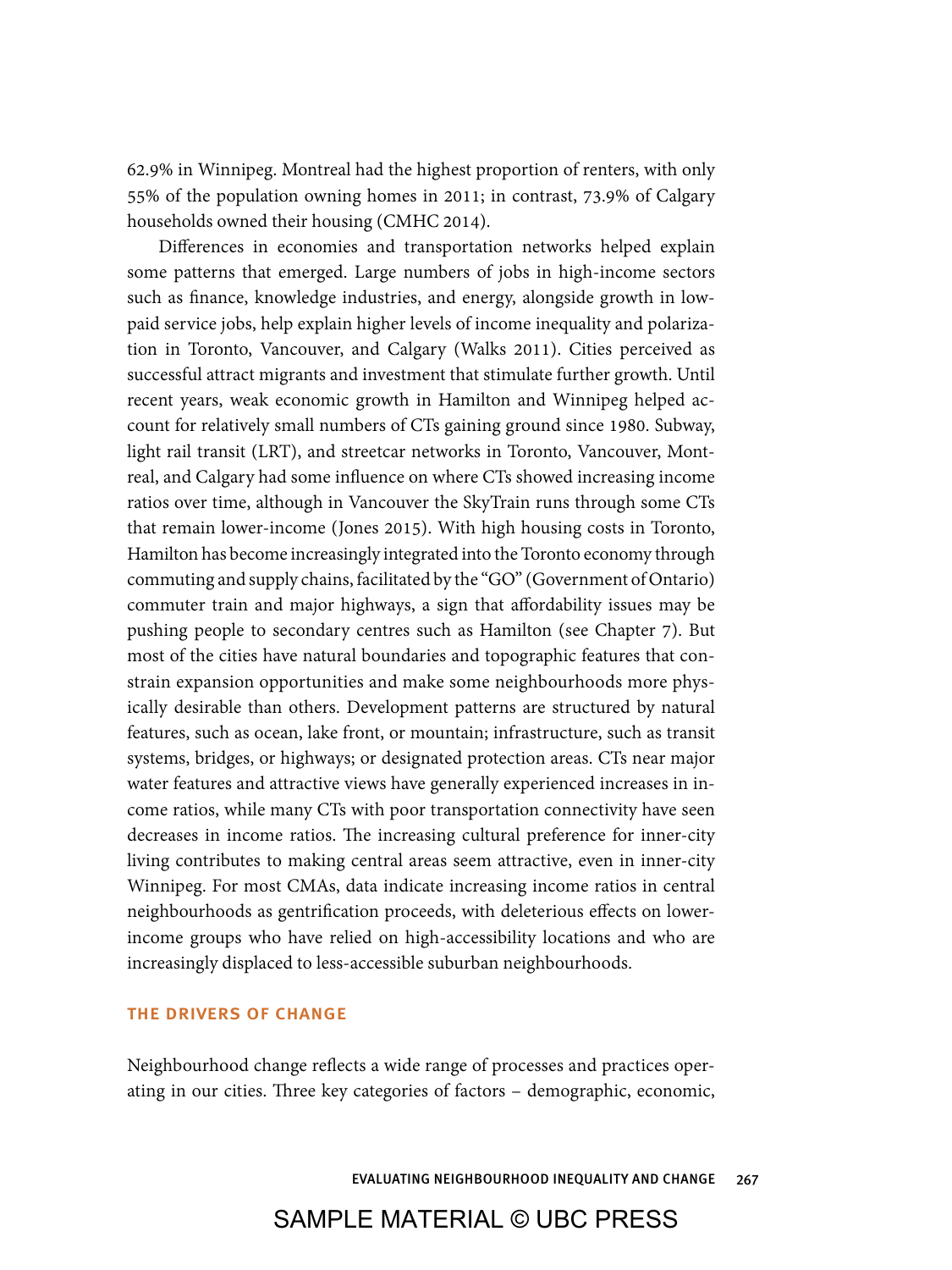62.9% in Winnipeg. Montreal had the highest proportion of renters, with only 55% of the population owning homes in 2011; in contrast, 73.9% of Calgary households owned their housing (CMHC 2014).

Differences in economies and transportation networks helped explain some patterns that emerged. Large numbers of jobs in high-income sectors such as finance, knowledge industries, and energy, alongside growth in low-paid service jobs, help explain higher levels of income inequality and polarization in Toronto, Vancouver, and Calgary (Walks 2011). Cities perceived as successful attract migrants and investment that stimulate further growth. Until recent years, weak economic growth in Hamilton and Winnipeg helped account for relatively small numbers of CTs gaining ground since 1980. Subway, light rail transit (LRT), and streetcar networks in Toronto, Vancouver, Montreal, and Calgary had some influence on where CTs showed increasing income ratios over time, although in Vancouver the SkyTrain runs through some CTs that remain lower-income (Jones 2015). With high housing costs in Toronto, Hamilton has become increasingly integrated into the Toronto economy through commuting and supply chains, facilitated by the "GO" (Government of Ontario) commuter train and major highways, a sign that affordability issues may be pushing people to secondary centres such as Hamilton (see Chapter 7). But most of the cities have natural boundaries and topographic features that constrain expansion opportunities and make some neighbourhoods more physically desirable than others. Development patterns are structured by natural features, such as ocean, lake front, or mountain; infrastructure, such as transit systems, bridges, or highways; or designated protection areas. CTs near major water features and attractive views have generally experienced increases in income ratios, while many CTs with poor transportation connectivity have seen decreases in income ratios. The increasing cultural preference for inner-city living contributes to making central areas seem attractive, even in inner-city Winnipeg. For most CMAs, data indicate increasing income ratios in central neighbourhoods as gentrification proceeds, with deleterious effects on lower-income groups who have relied on high-accessibility locations and who are increasingly displaced to less-accessible suburban neighbourhoods.

## THE DRIVERS OF CHANGE

Neighbourhood change reflects a wide range of processes and practices operating in our cities. Three key categories of factors – demographic, economic,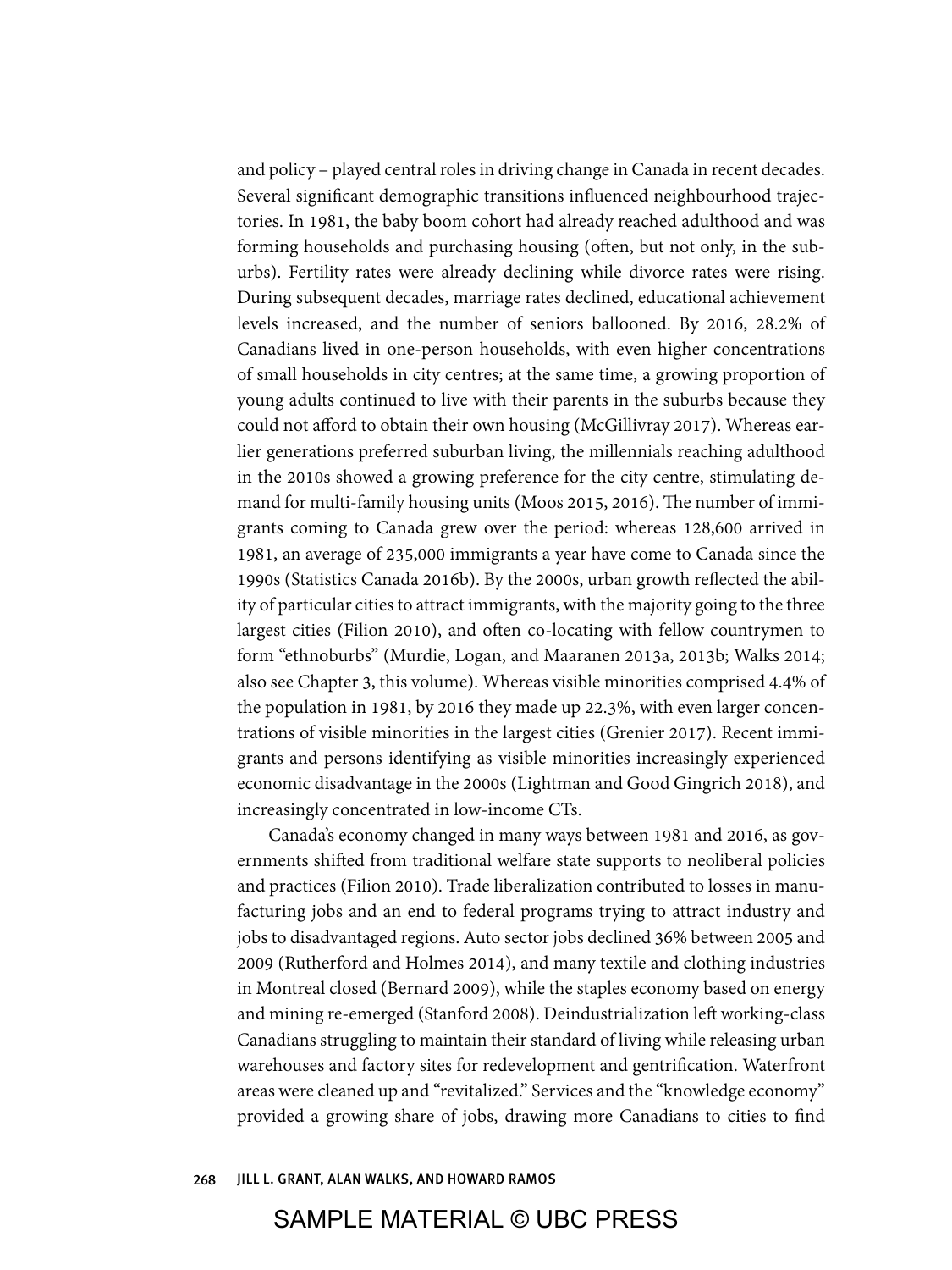and policy – played central roles in driving change in Canada in recent decades. Several significant demographic transitions influenced neighbourhood trajectories. In 1981, the baby boom cohort had already reached adulthood and was forming households and purchasing housing (often, but not only, in the suburbs). Fertility rates were already declining while divorce rates were rising. During subsequent decades, marriage rates declined, educational achievement levels increased, and the number of seniors ballooned. By 2016, 28.2% of Canadians lived in one-person households, with even higher concentrations of small households in city centres; at the same time, a growing proportion of young adults continued to live with their parents in the suburbs because they could not afford to obtain their own housing (McGillivray 2017). Whereas earlier generations preferred suburban living, the millennials reaching adulthood in the 2010s showed a growing preference for the city centre, stimulating demand for multi-family housing units (Moos 2015, 2016). The number of immigrants coming to Canada grew over the period: whereas 128,600 arrived in 1981, an average of 235,000 immigrants a year have come to Canada since the 1990s (Statistics Canada 2016b). By the 2000s, urban growth reflected the ability of particular cities to attract immigrants, with the majority going to the three largest cities (Filion 2010), and often co-locating with fellow countrymen to form "ethnoburbs" (Murdie, Logan, and Maaranen 2013a, 2013b; Walks 2014; also see Chapter 3, this volume). Whereas visible minorities comprised 4.4% of the population in 1981, by 2016 they made up 22.3%, with even larger concentrations of visible minorities in the largest cities (Grenier 2017). Recent immigrants and persons identifying as visible minorities increasingly experienced economic disadvantage in the 2000s (Lightman and Good Gingrich 2018), and increasingly concentrated in low-income CTs.

Canada's economy changed in many ways between 1981 and 2016, as governments shifted from traditional welfare state supports to neoliberal policies and practices (Filion 2010). Trade liberalization contributed to losses in manufacturing jobs and an end to federal programs trying to attract industry and jobs to disadvantaged regions. Auto sector jobs declined 36% between 2005 and 2009 (Rutherford and Holmes 2014), and many textile and clothing industries in Montreal closed (Bernard 2009), while the staples economy based on energy and mining re-emerged (Stanford 2008). Deindustrialization left working-class Canadians struggling to maintain their standard of living while releasing urban warehouses and factory sites for redevelopment and gentrification. Waterfront areas were cleaned up and "revitalized." Services and the "knowledge economy" provided a growing share of jobs, drawing more Canadians to cities to find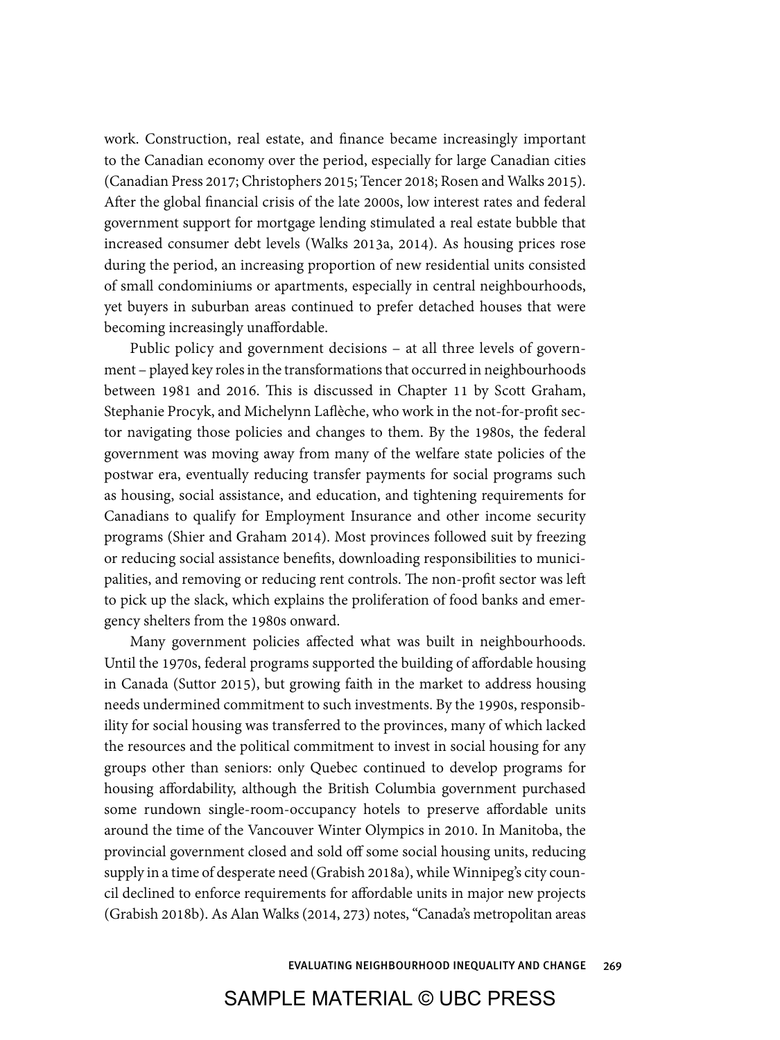work. Construction, real estate, and finance became increasingly important to the Canadian economy over the period, especially for large Canadian cities (Canadian Press 2017; Christophers 2015; Tencer 2018; Rosen and Walks 2015). After the global financial crisis of the late 2000s, low interest rates and federal government support for mortgage lending stimulated a real estate bubble that increased consumer debt levels (Walks 2013a, 2014). As housing prices rose during the period, an increasing proportion of new residential units consisted of small condominiums or apartments, especially in central neighbourhoods, yet buyers in suburban areas continued to prefer detached houses that were becoming increasingly unaffordable.

Public policy and government decisions – at all three levels of government – played key roles in the transformations that occurred in neighbourhoods between 1981 and 2016. This is discussed in Chapter 11 by Scott Graham, Stephanie Procyk, and Michelynn Laflèche, who work in the not-for-profit sector navigating those policies and changes to them. By the 1980s, the federal government was moving away from many of the welfare state policies of the postwar era, eventually reducing transfer payments for social programs such as housing, social assistance, and education, and tightening requirements for Canadians to qualify for Employment Insurance and other income security programs (Shier and Graham 2014). Most provinces followed suit by freezing or reducing social assistance benefits, downloading responsibilities to municipalities, and removing or reducing rent controls. The non-profit sector was left to pick up the slack, which explains the proliferation of food banks and emergency shelters from the 1980s onward.

Many government policies affected what was built in neighbourhoods. Until the 1970s, federal programs supported the building of affordable housing in Canada (Suttor 2015), but growing faith in the market to address housing needs undermined commitment to such investments. By the 1990s, responsibility for social housing was transferred to the provinces, many of which lacked the resources and the political commitment to invest in social housing for any groups other than seniors: only Quebec continued to develop programs for housing affordability, although the British Columbia government purchased some rundown single-room-occupancy hotels to preserve affordable units around the time of the Vancouver Winter Olympics in 2010. In Manitoba, the provincial government closed and sold off some social housing units, reducing supply in a time of desperate need (Grabish 2018a), while Winnipeg's city council declined to enforce requirements for affordable units in major new projects (Grabish 2018b). As Alan Walks (2014, 273) notes, "Canada's metropolitan areas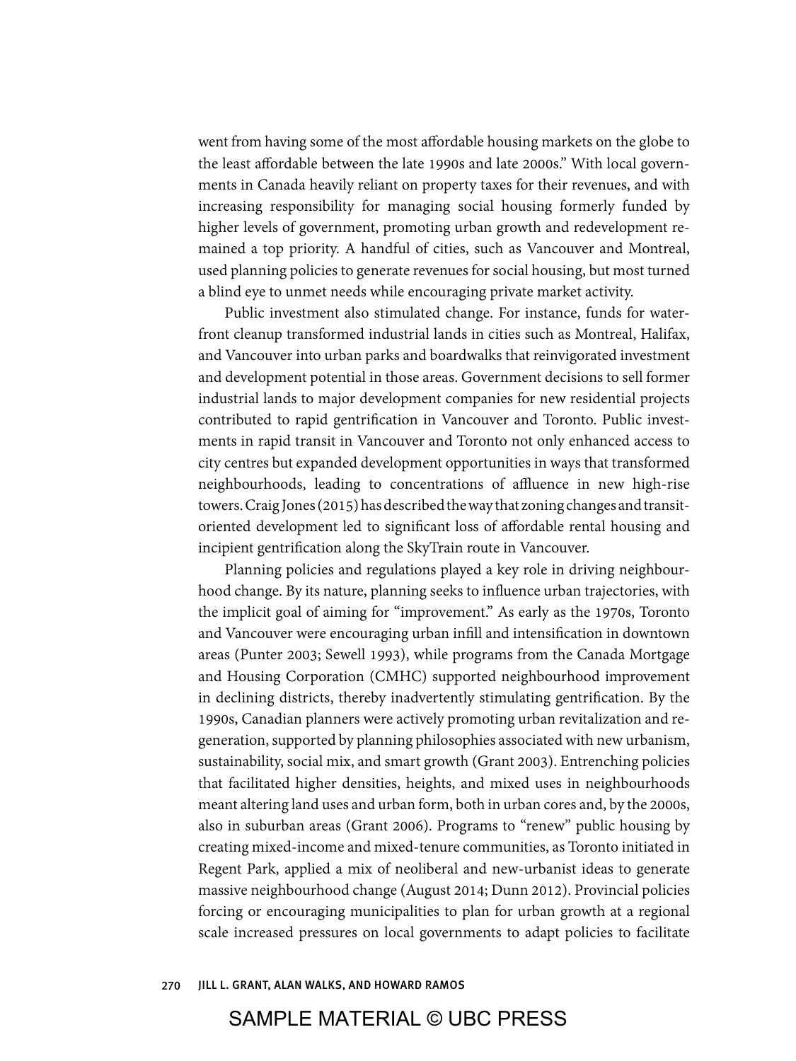went from having some of the most affordable housing markets on the globe to the least affordable between the late 1990s and late 2000s." With local governments in Canada heavily reliant on property taxes for their revenues, and with increasing responsibility for managing social housing formerly funded by higher levels of government, promoting urban growth and redevelopment remained a top priority. A handful of cities, such as Vancouver and Montreal, used planning policies to generate revenues for social housing, but most turned a blind eye to unmet needs while encouraging private market activity.

Public investment also stimulated change. For instance, funds for waterfront cleanup transformed industrial lands in cities such as Montreal, Halifax, and Vancouver into urban parks and boardwalks that reinvigorated investment and development potential in those areas. Government decisions to sell former industrial lands to major development companies for new residential projects contributed to rapid gentrification in Vancouver and Toronto. Public investments in rapid transit in Vancouver and Toronto not only enhanced access to city centres but expanded development opportunities in ways that transformed neighbourhoods, leading to concentrations of affluence in new high-rise towers. Craig Jones (2015) has described the way that zoning changes and transit-oriented development led to significant loss of affordable rental housing and incipient gentrification along the SkyTrain route in Vancouver.

Planning policies and regulations played a key role in driving neighbourhood change. By its nature, planning seeks to influence urban trajectories, with the implicit goal of aiming for "improvement." As early as the 1970s, Toronto and Vancouver were encouraging urban infill and intensification in downtown areas (Punter 2003; Sewell 1993), while programs from the Canada Mortgage and Housing Corporation (CMHC) supported neighbourhood improvement in declining districts, thereby inadvertently stimulating gentrification. By the 1990s, Canadian planners were actively promoting urban revitalization and regeneration, supported by planning philosophies associated with new urbanism, sustainability, social mix, and smart growth (Grant 2003). Entrenching policies that facilitated higher densities, heights, and mixed uses in neighbourhoods meant altering land uses and urban form, both in urban cores and, by the 2000s, also in suburban areas (Grant 2006). Programs to "renew" public housing by creating mixed-income and mixed-tenure communities, as Toronto initiated in Regent Park, applied a mix of neoliberal and new-urbanist ideas to generate massive neighbourhood change (August 2014; Dunn 2012). Provincial policies forcing or encouraging municipalities to plan for urban growth at a regional scale increased pressures on local governments to adapt policies to facilitate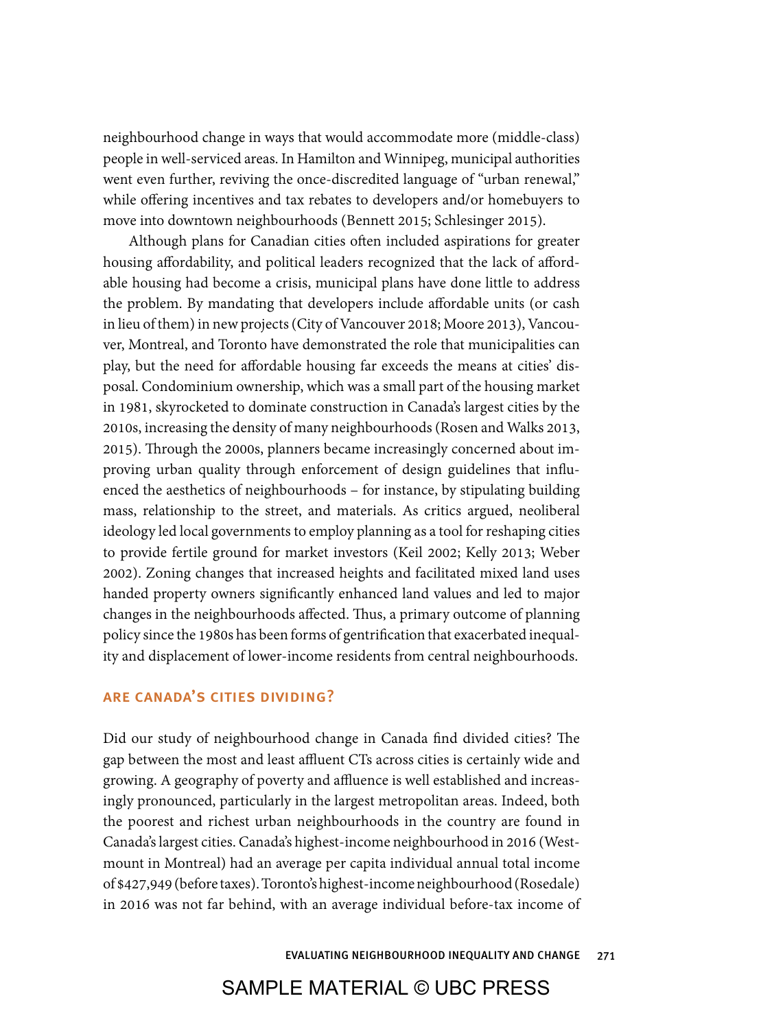neighbourhood change in ways that would accommodate more (middle-class) people in well-serviced areas. In Hamilton and Winnipeg, municipal authorities went even further, reviving the once-discredited language of "urban renewal," while offering incentives and tax rebates to developers and/or homebuyers to move into downtown neighbourhoods (Bennett 2015; Schlesinger 2015).

Although plans for Canadian cities often included aspirations for greater housing affordability, and political leaders recognized that the lack of affordable housing had become a crisis, municipal plans have done little to address the problem. By mandating that developers include affordable units (or cash in lieu of them) in new projects (City of Vancouver 2018; Moore 2013), Vancouver, Montreal, and Toronto have demonstrated the role that municipalities can play, but the need for affordable housing far exceeds the means at cities' disposal. Condominium ownership, which was a small part of the housing market in 1981, skyrocketed to dominate construction in Canada's largest cities by the 2010s, increasing the density of many neighbourhoods (Rosen and Walks 2013, 2015). Through the 2000s, planners became increasingly concerned about improving urban quality through enforcement of design guidelines that influenced the aesthetics of neighbourhoods – for instance, by stipulating building mass, relationship to the street, and materials. As critics argued, neoliberal ideology led local governments to employ planning as a tool for reshaping cities to provide fertile ground for market investors (Keil 2002; Kelly 2013; Weber 2002). Zoning changes that increased heights and facilitated mixed land uses handed property owners significantly enhanced land values and led to major changes in the neighbourhoods affected. Thus, a primary outcome of planning policy since the 1980s has been forms of gentrification that exacerbated inequality and displacement of lower-income residents from central neighbourhoods.

## ARE CANADA'S CITIES DIVIDING?

Did our study of neighbourhood change in Canada find divided cities? The gap between the most and least affluent CTs across cities is certainly wide and growing. A geography of poverty and affluence is well established and increasingly pronounced, particularly in the largest metropolitan areas. Indeed, both the poorest and richest urban neighbourhoods in the country are found in Canada's largest cities. Canada's highest-income neighbourhood in 2016 (Westmount in Montreal) had an average per capita individual annual total income of $427,949 (before taxes). Toronto's highest-income neighbourhood (Rosedale) in 2016 was not far behind, with an average individual before-tax income of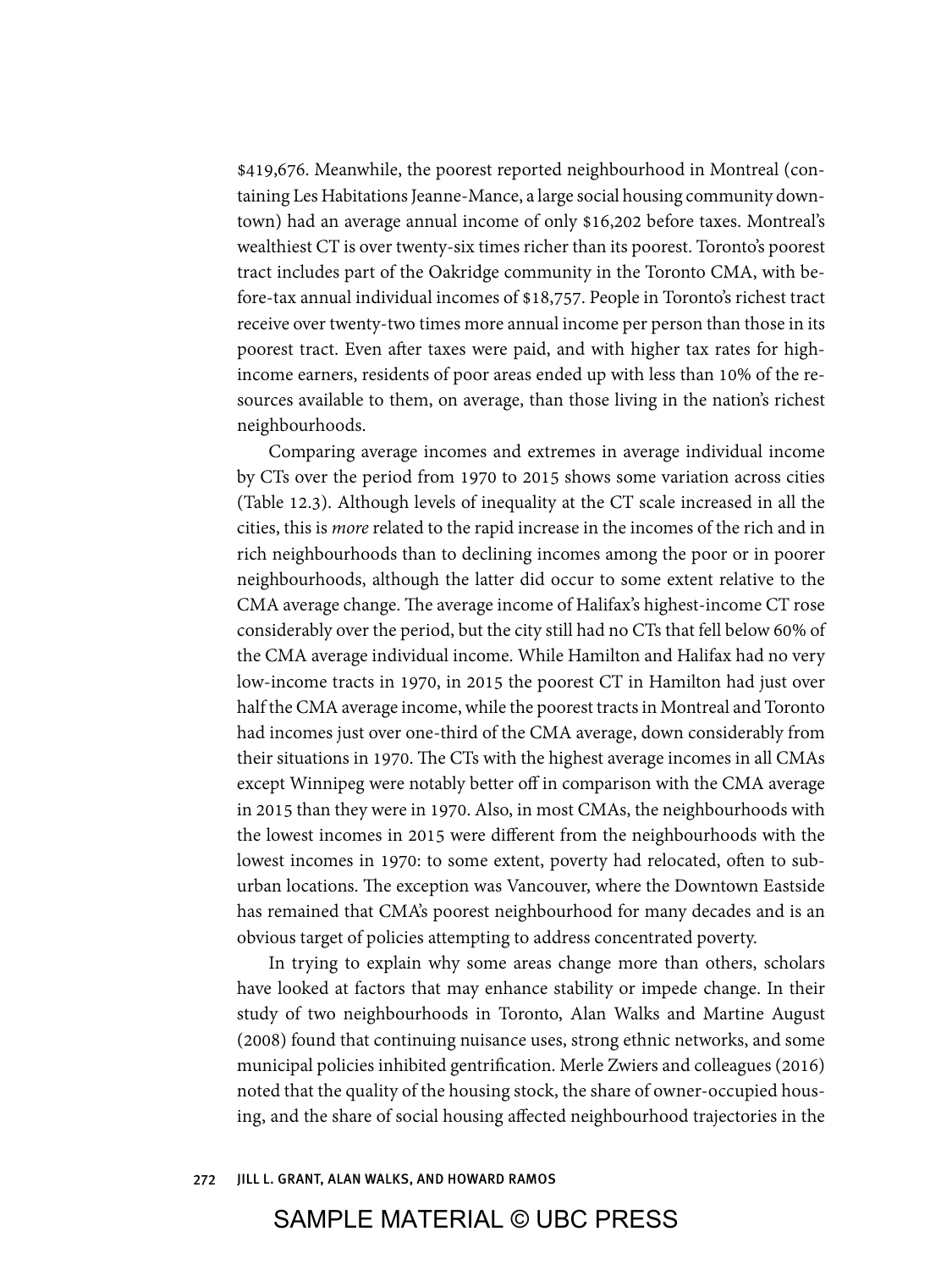$419,676. Meanwhile, the poorest reported neighbourhood in Montreal (containing Les Habitations Jeanne-Mance, a large social housing community downtown) had an average annual income of only $16,202 before taxes. Montreal's wealthiest CT is over twenty-six times richer than its poorest. Toronto's poorest tract includes part of the Oakridge community in the Toronto CMA, with before-tax annual individual incomes of $18,757. People in Toronto's richest tract receive over twenty-two times more annual income per person than those in its poorest tract. Even after taxes were paid, and with higher tax rates for high-income earners, residents of poor areas ended up with less than 10% of the resources available to them, on average, than those living in the nation's richest neighbourhoods.

Comparing average incomes and extremes in average individual income by CTs over the period from 1970 to 2015 shows some variation across cities (Table 12.3). Although levels of inequality at the CT scale increased in all the cities, this is *more* related to the rapid increase in the incomes of the rich and in rich neighbourhoods than to declining incomes among the poor or in poorer neighbourhoods, although the latter did occur to some extent relative to the CMA average change. The average income of Halifax's highest-income CT rose considerably over the period, but the city still had no CTs that fell below 60% of the CMA average individual income. While Hamilton and Halifax had no very low-income tracts in 1970, in 2015 the poorest CT in Hamilton had just over half the CMA average income, while the poorest tracts in Montreal and Toronto had incomes just over one-third of the CMA average, down considerably from their situations in 1970. The CTs with the highest average incomes in all CMAs except Winnipeg were notably better off in comparison with the CMA average in 2015 than they were in 1970. Also, in most CMAs, the neighbourhoods with the lowest incomes in 2015 were different from the neighbourhoods with the lowest incomes in 1970: to some extent, poverty had relocated, often to suburban locations. The exception was Vancouver, where the Downtown Eastside has remained that CMA's poorest neighbourhood for many decades and is an obvious target of policies attempting to address concentrated poverty.

In trying to explain why some areas change more than others, scholars have looked at factors that may enhance stability or impede change. In their study of two neighbourhoods in Toronto, Alan Walks and Martine August (2008) found that continuing nuisance uses, strong ethnic networks, and some municipal policies inhibited gentrification. Merle Zwiers and colleagues (2016) noted that the quality of the housing stock, the share of owner-occupied housing, and the share of social housing affected neighbourhood trajectories in the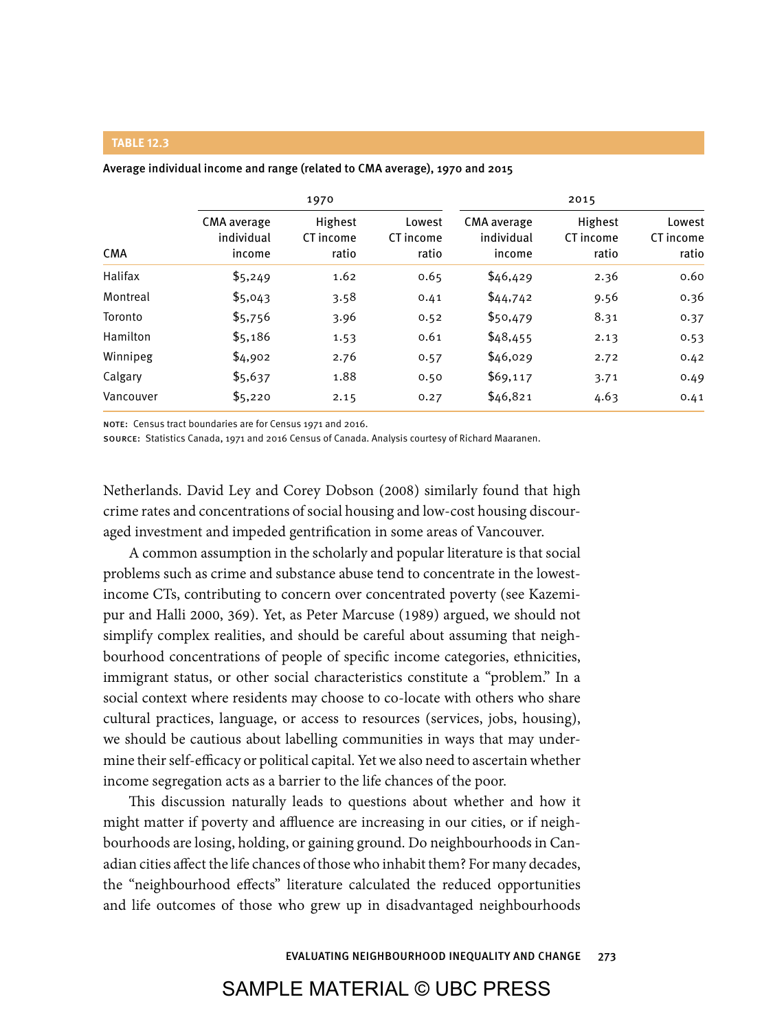**TABLE 12.3**

Average individual income and range (related to CMA average), 1970 and 2015

| | 1970 | | | 2015 | | |
|---|---|---|---|---|---|---|
| CMA | CMA average individual income | Highest CT income ratio | Lowest CT income ratio | CMA average individual income | Highest CT income ratio | Lowest CT income ratio |
| Halifax | $5,249 | 1.62 | 0.65 | $46,429 | 2.36 | 0.60 |
| Montreal | $5,043 | 3.58 | 0.41 | $44,742 | 9.56 | 0.36 |
| Toronto | $5,756 | 3.96 | 0.52 | $50,479 | 8.31 | 0.37 |
| Hamilton | $5,186 | 1.53 | 0.61 | $48,455 | 2.13 | 0.53 |
| Winnipeg | $4,902 | 2.76 | 0.57 | $46,029 | 2.72 | 0.42 |
| Calgary | $5,637 | 1.88 | 0.50 | $69,117 | 3.71 | 0.49 |
| Vancouver | $5,220 | 2.15 | 0.27 | $46,821 | 4.63 | 0.41 |

NOTE: Census tract boundaries are for Census 1971 and 2016.
SOURCE: Statistics Canada, 1971 and 2016 Census of Canada. Analysis courtesy of Richard Maaranen.

Netherlands. David Ley and Corey Dobson (2008) similarly found that high crime rates and concentrations of social housing and low-cost housing discouraged investment and impeded gentrification in some areas of Vancouver.

A common assumption in the scholarly and popular literature is that social problems such as crime and substance abuse tend to concentrate in the lowest-income CTs, contributing to concern over concentrated poverty (see Kazemipur and Halli 2000, 369). Yet, as Peter Marcuse (1989) argued, we should not simplify complex realities, and should be careful about assuming that neighbourhood concentrations of people of specific income categories, ethnicities, immigrant status, or other social characteristics constitute a "problem." In a social context where residents may choose to co-locate with others who share cultural practices, language, or access to resources (services, jobs, housing), we should be cautious about labelling communities in ways that may undermine their self-efficacy or political capital. Yet we also need to ascertain whether income segregation acts as a barrier to the life chances of the poor.

This discussion naturally leads to questions about whether and how it might matter if poverty and affluence are increasing in our cities, or if neighbourhoods are losing, holding, or gaining ground. Do neighbourhoods in Canadian cities affect the life chances of those who inhabit them? For many decades, the "neighbourhood effects" literature calculated the reduced opportunities and life outcomes of those who grew up in disadvantaged neighbourhoods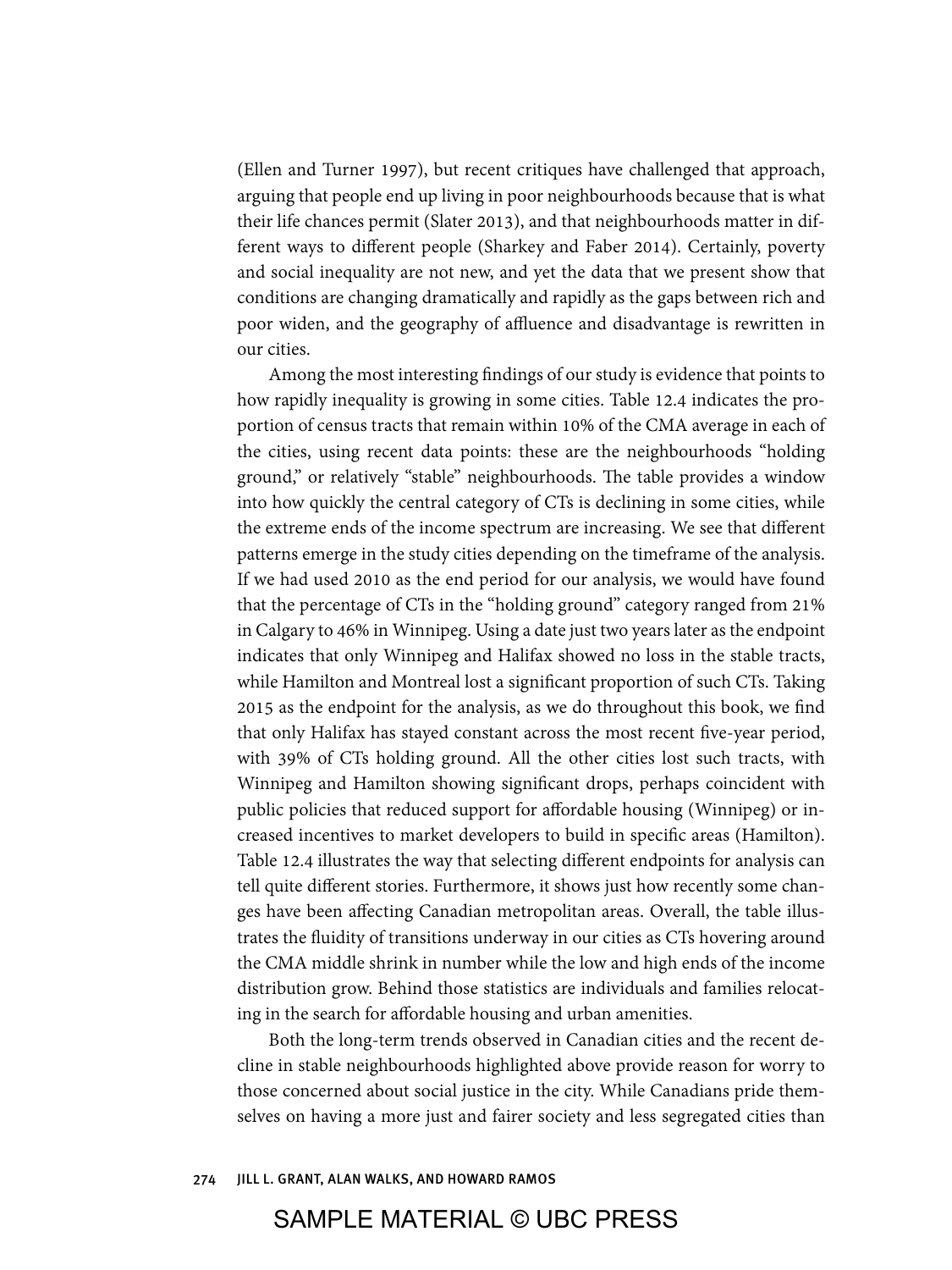(Ellen and Turner 1997), but recent critiques have challenged that approach, arguing that people end up living in poor neighbourhoods because that is what their life chances permit (Slater 2013), and that neighbourhoods matter in different ways to different people (Sharkey and Faber 2014). Certainly, poverty and social inequality are not new, and yet the data that we present show that conditions are changing dramatically and rapidly as the gaps between rich and poor widen, and the geography of affluence and disadvantage is rewritten in our cities.

Among the most interesting findings of our study is evidence that points to how rapidly inequality is growing in some cities. Table 12.4 indicates the proportion of census tracts that remain within 10% of the CMA average in each of the cities, using recent data points: these are the neighbourhoods "holding ground," or relatively "stable" neighbourhoods. The table provides a window into how quickly the central category of CTs is declining in some cities, while the extreme ends of the income spectrum are increasing. We see that different patterns emerge in the study cities depending on the timeframe of the analysis. If we had used 2010 as the end period for our analysis, we would have found that the percentage of CTs in the "holding ground" category ranged from 21% in Calgary to 46% in Winnipeg. Using a date just two years later as the endpoint indicates that only Winnipeg and Halifax showed no loss in the stable tracts, while Hamilton and Montreal lost a significant proportion of such CTs. Taking 2015 as the endpoint for the analysis, as we do throughout this book, we find that only Halifax has stayed constant across the most recent five-year period, with 39% of CTs holding ground. All the other cities lost such tracts, with Winnipeg and Hamilton showing significant drops, perhaps coincident with public policies that reduced support for affordable housing (Winnipeg) or increased incentives to market developers to build in specific areas (Hamilton). Table 12.4 illustrates the way that selecting different endpoints for analysis can tell quite different stories. Furthermore, it shows just how recently some changes have been affecting Canadian metropolitan areas. Overall, the table illustrates the fluidity of transitions underway in our cities as CTs hovering around the CMA middle shrink in number while the low and high ends of the income distribution grow. Behind those statistics are individuals and families relocating in the search for affordable housing and urban amenities.

Both the long-term trends observed in Canadian cities and the recent decline in stable neighbourhoods highlighted above provide reason for worry to those concerned about social justice in the city. While Canadians pride themselves on having a more just and fairer society and less segregated cities than

SAMPLE MATERIAL © UBC PRESS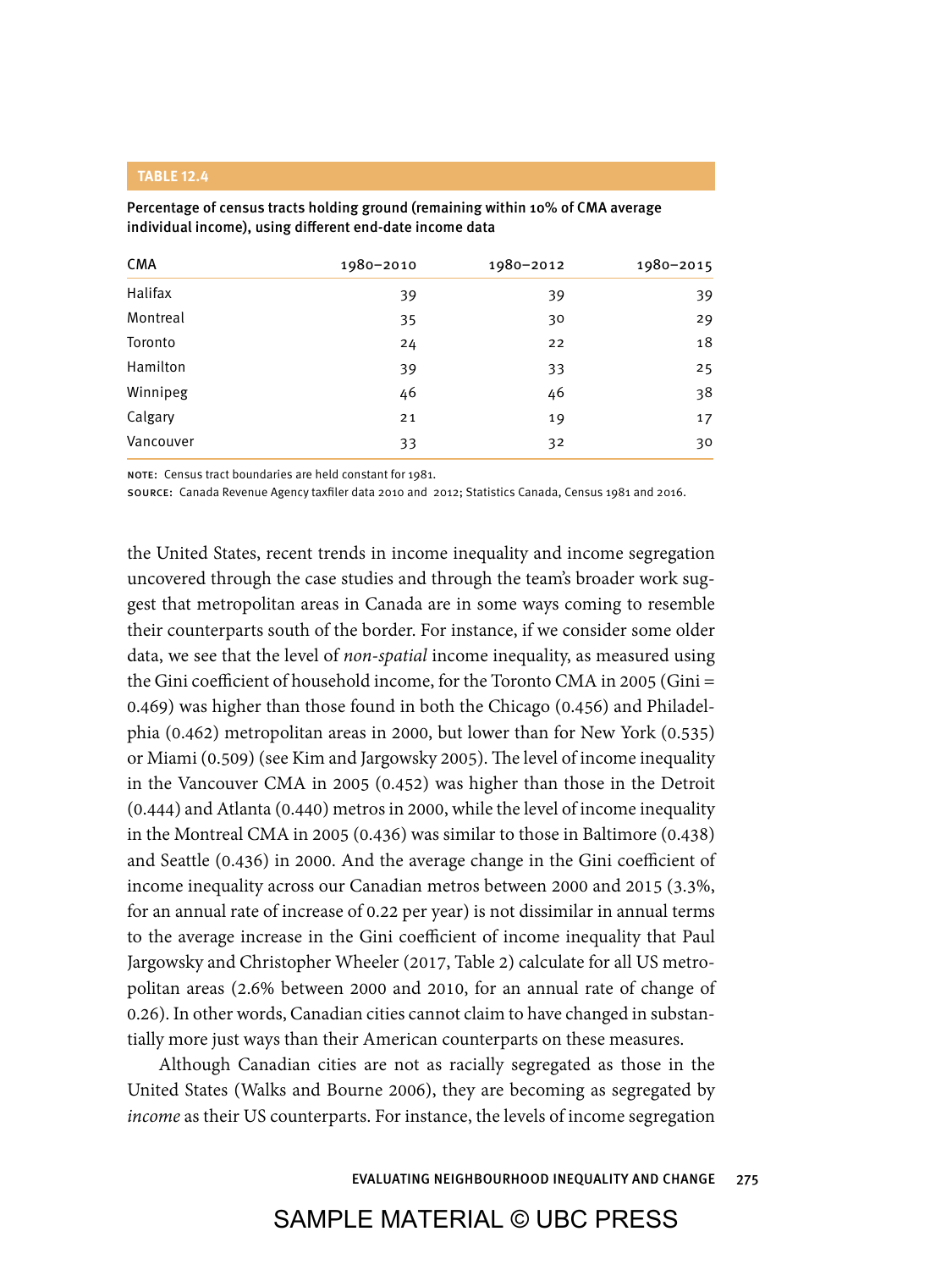**TABLE 12.4**

**Percentage of census tracts holding ground (remaining within 10% of CMA average individual income), using different end-date income data**

| CMA | 1980–2010 | 1980–2012 | 1980–2015 |
|---|---|---|---|
| Halifax | 39 | 39 | 39 |
| Montreal | 35 | 30 | 29 |
| Toronto | 24 | 22 | 18 |
| Hamilton | 39 | 33 | 25 |
| Winnipeg | 46 | 46 | 38 |
| Calgary | 21 | 19 | 17 |
| Vancouver | 33 | 32 | 30 |

NOTE: Census tract boundaries are held constant for 1981.
SOURCE: Canada Revenue Agency taxfiler data 2010 and 2012; Statistics Canada, Census 1981 and 2016.

the United States, recent trends in income inequality and income segregation uncovered through the case studies and through the team's broader work suggest that metropolitan areas in Canada are in some ways coming to resemble their counterparts south of the border. For instance, if we consider some older data, we see that the level of *non-spatial* income inequality, as measured using the Gini coefficient of household income, for the Toronto CMA in 2005 (Gini = 0.469) was higher than those found in both the Chicago (0.456) and Philadelphia (0.462) metropolitan areas in 2000, but lower than for New York (0.535) or Miami (0.509) (see Kim and Jargowsky 2005). The level of income inequality in the Vancouver CMA in 2005 (0.452) was higher than those in the Detroit (0.444) and Atlanta (0.440) metros in 2000, while the level of income inequality in the Montreal CMA in 2005 (0.436) was similar to those in Baltimore (0.438) and Seattle (0.436) in 2000. And the average change in the Gini coefficient of income inequality across our Canadian metros between 2000 and 2015 (3.3%, for an annual rate of increase of 0.22 per year) is not dissimilar in annual terms to the average increase in the Gini coefficient of income inequality that Paul Jargowsky and Christopher Wheeler (2017, Table 2) calculate for all US metropolitan areas (2.6% between 2000 and 2010, for an annual rate of change of 0.26). In other words, Canadian cities cannot claim to have changed in substantially more just ways than their American counterparts on these measures.

Although Canadian cities are not as racially segregated as those in the United States (Walks and Bourne 2006), they are becoming as segregated by *income* as their US counterparts. For instance, the levels of income segregation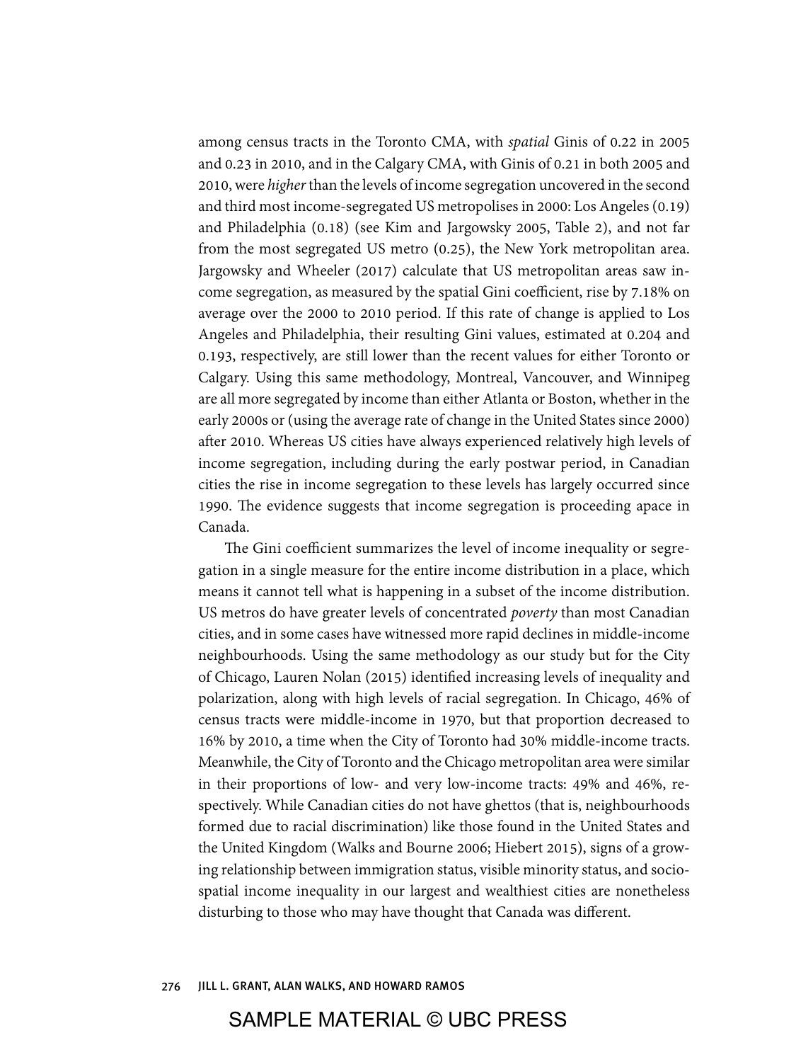among census tracts in the Toronto CMA, with *spatial* Ginis of 0.22 in 2005 and 0.23 in 2010, and in the Calgary CMA, with Ginis of 0.21 in both 2005 and 2010, were *higher* than the levels of income segregation uncovered in the second and third most income-segregated US metropolises in 2000: Los Angeles (0.19) and Philadelphia (0.18) (see Kim and Jargowsky 2005, Table 2), and not far from the most segregated US metro (0.25), the New York metropolitan area. Jargowsky and Wheeler (2017) calculate that US metropolitan areas saw income segregation, as measured by the spatial Gini coefficient, rise by 7.18% on average over the 2000 to 2010 period. If this rate of change is applied to Los Angeles and Philadelphia, their resulting Gini values, estimated at 0.204 and 0.193, respectively, are still lower than the recent values for either Toronto or Calgary. Using this same methodology, Montreal, Vancouver, and Winnipeg are all more segregated by income than either Atlanta or Boston, whether in the early 2000s or (using the average rate of change in the United States since 2000) after 2010. Whereas US cities have always experienced relatively high levels of income segregation, including during the early postwar period, in Canadian cities the rise in income segregation to these levels has largely occurred since 1990. The evidence suggests that income segregation is proceeding apace in Canada.

The Gini coefficient summarizes the level of income inequality or segregation in a single measure for the entire income distribution in a place, which means it cannot tell what is happening in a subset of the income distribution. US metros do have greater levels of concentrated *poverty* than most Canadian cities, and in some cases have witnessed more rapid declines in middle-income neighbourhoods. Using the same methodology as our study but for the City of Chicago, Lauren Nolan (2015) identified increasing levels of inequality and polarization, along with high levels of racial segregation. In Chicago, 46% of census tracts were middle-income in 1970, but that proportion decreased to 16% by 2010, a time when the City of Toronto had 30% middle-income tracts. Meanwhile, the City of Toronto and the Chicago metropolitan area were similar in their proportions of low- and very low-income tracts: 49% and 46%, respectively. While Canadian cities do not have ghettos (that is, neighbourhoods formed due to racial discrimination) like those found in the United States and the United Kingdom (Walks and Bourne 2006; Hiebert 2015), signs of a growing relationship between immigration status, visible minority status, and socio-spatial income inequality in our largest and wealthiest cities are nonetheless disturbing to those who may have thought that Canada was different.

SAMPLE MATERIAL © UBC PRESS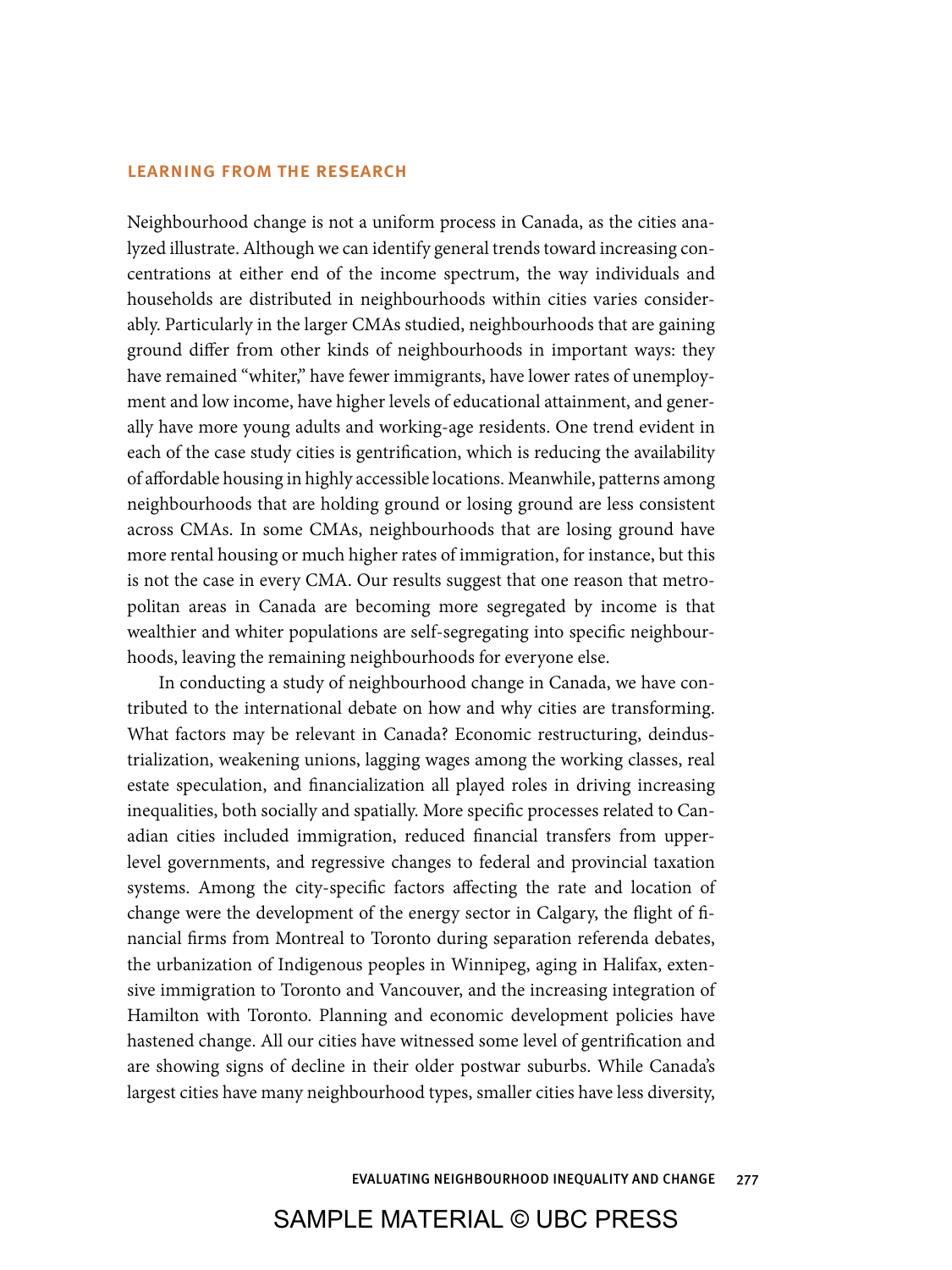## LEARNING FROM THE RESEARCH

Neighbourhood change is not a uniform process in Canada, as the cities analyzed illustrate. Although we can identify general trends toward increasing concentrations at either end of the income spectrum, the way individuals and households are distributed in neighbourhoods within cities varies considerably. Particularly in the larger CMAs studied, neighbourhoods that are gaining ground differ from other kinds of neighbourhoods in important ways: they have remained "whiter," have fewer immigrants, have lower rates of unemployment and low income, have higher levels of educational attainment, and generally have more young adults and working-age residents. One trend evident in each of the case study cities is gentrification, which is reducing the availability of affordable housing in highly accessible locations. Meanwhile, patterns among neighbourhoods that are holding ground or losing ground are less consistent across CMAs. In some CMAs, neighbourhoods that are losing ground have more rental housing or much higher rates of immigration, for instance, but this is not the case in every CMA. Our results suggest that one reason that metropolitan areas in Canada are becoming more segregated by income is that wealthier and whiter populations are self-segregating into specific neighbourhoods, leaving the remaining neighbourhoods for everyone else.

In conducting a study of neighbourhood change in Canada, we have contributed to the international debate on how and why cities are transforming. What factors may be relevant in Canada? Economic restructuring, deindustrialization, weakening unions, lagging wages among the working classes, real estate speculation, and financialization all played roles in driving increasing inequalities, both socially and spatially. More specific processes related to Canadian cities included immigration, reduced financial transfers from upper-level governments, and regressive changes to federal and provincial taxation systems. Among the city-specific factors affecting the rate and location of change were the development of the energy sector in Calgary, the flight of financial firms from Montreal to Toronto during separation referenda debates, the urbanization of Indigenous peoples in Winnipeg, aging in Halifax, extensive immigration to Toronto and Vancouver, and the increasing integration of Hamilton with Toronto. Planning and economic development policies have hastened change. All our cities have witnessed some level of gentrification and are showing signs of decline in their older postwar suburbs. While Canada's largest cities have many neighbourhood types, smaller cities have less diversity,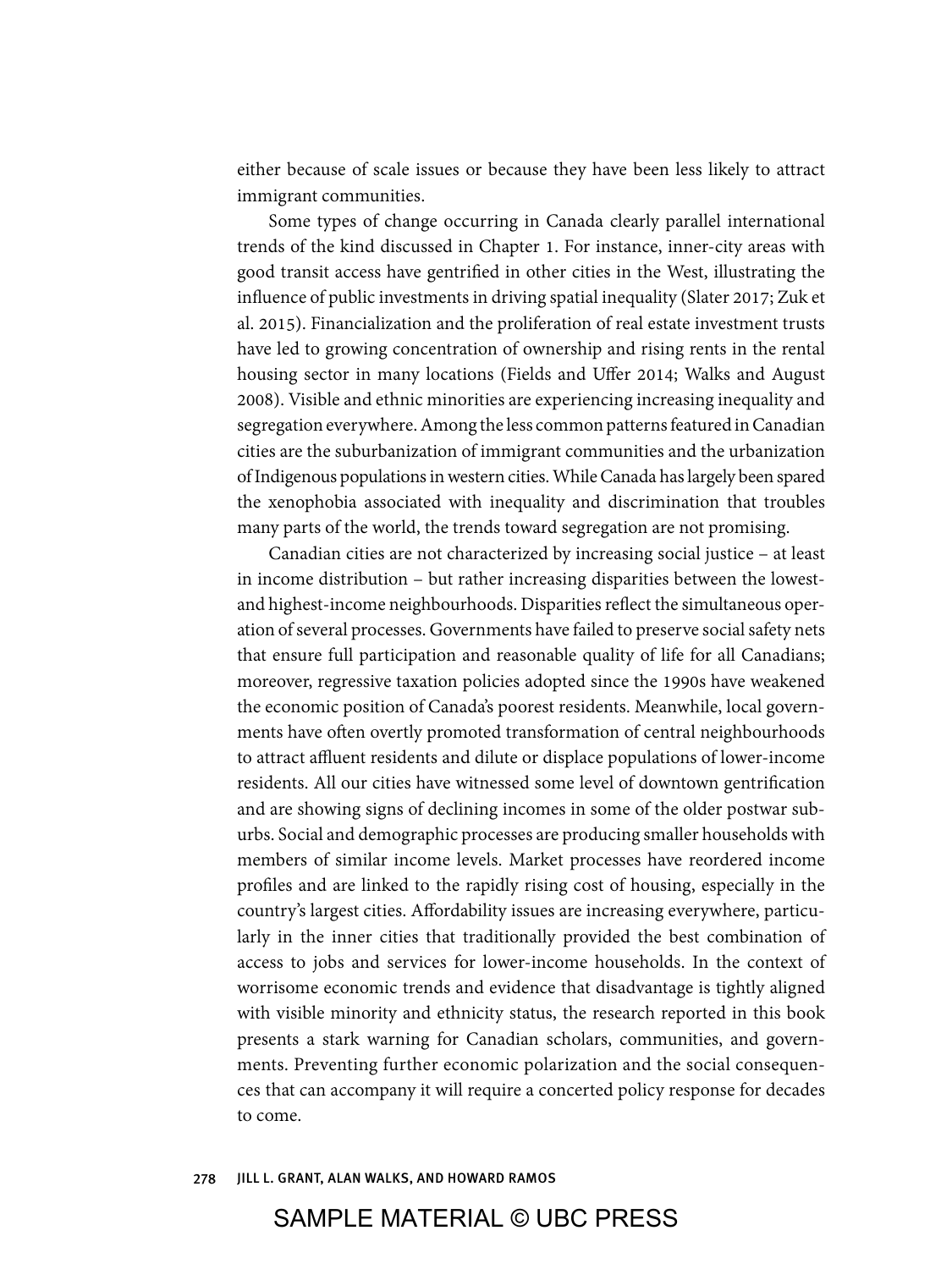either because of scale issues or because they have been less likely to attract immigrant communities.

Some types of change occurring in Canada clearly parallel international trends of the kind discussed in Chapter 1. For instance, inner-city areas with good transit access have gentrified in other cities in the West, illustrating the influence of public investments in driving spatial inequality (Slater 2017; Zuk et al. 2015). Financialization and the proliferation of real estate investment trusts have led to growing concentration of ownership and rising rents in the rental housing sector in many locations (Fields and Uffer 2014; Walks and August 2008). Visible and ethnic minorities are experiencing increasing inequality and segregation everywhere. Among the less common patterns featured in Canadian cities are the suburbanization of immigrant communities and the urbanization of Indigenous populations in western cities. While Canada has largely been spared the xenophobia associated with inequality and discrimination that troubles many parts of the world, the trends toward segregation are not promising.

Canadian cities are not characterized by increasing social justice – at least in income distribution – but rather increasing disparities between the lowest- and highest-income neighbourhoods. Disparities reflect the simultaneous operation of several processes. Governments have failed to preserve social safety nets that ensure full participation and reasonable quality of life for all Canadians; moreover, regressive taxation policies adopted since the 1990s have weakened the economic position of Canada's poorest residents. Meanwhile, local governments have often overtly promoted transformation of central neighbourhoods to attract affluent residents and dilute or displace populations of lower-income residents. All our cities have witnessed some level of downtown gentrification and are showing signs of declining incomes in some of the older postwar suburbs. Social and demographic processes are producing smaller households with members of similar income levels. Market processes have reordered income profiles and are linked to the rapidly rising cost of housing, especially in the country's largest cities. Affordability issues are increasing everywhere, particularly in the inner cities that traditionally provided the best combination of access to jobs and services for lower-income households. In the context of worrisome economic trends and evidence that disadvantage is tightly aligned with visible minority and ethnicity status, the research reported in this book presents a stark warning for Canadian scholars, communities, and governments. Preventing further economic polarization and the social consequences that can accompany it will require a concerted policy response for decades to come.

SAMPLE MATERIAL © UBC PRESS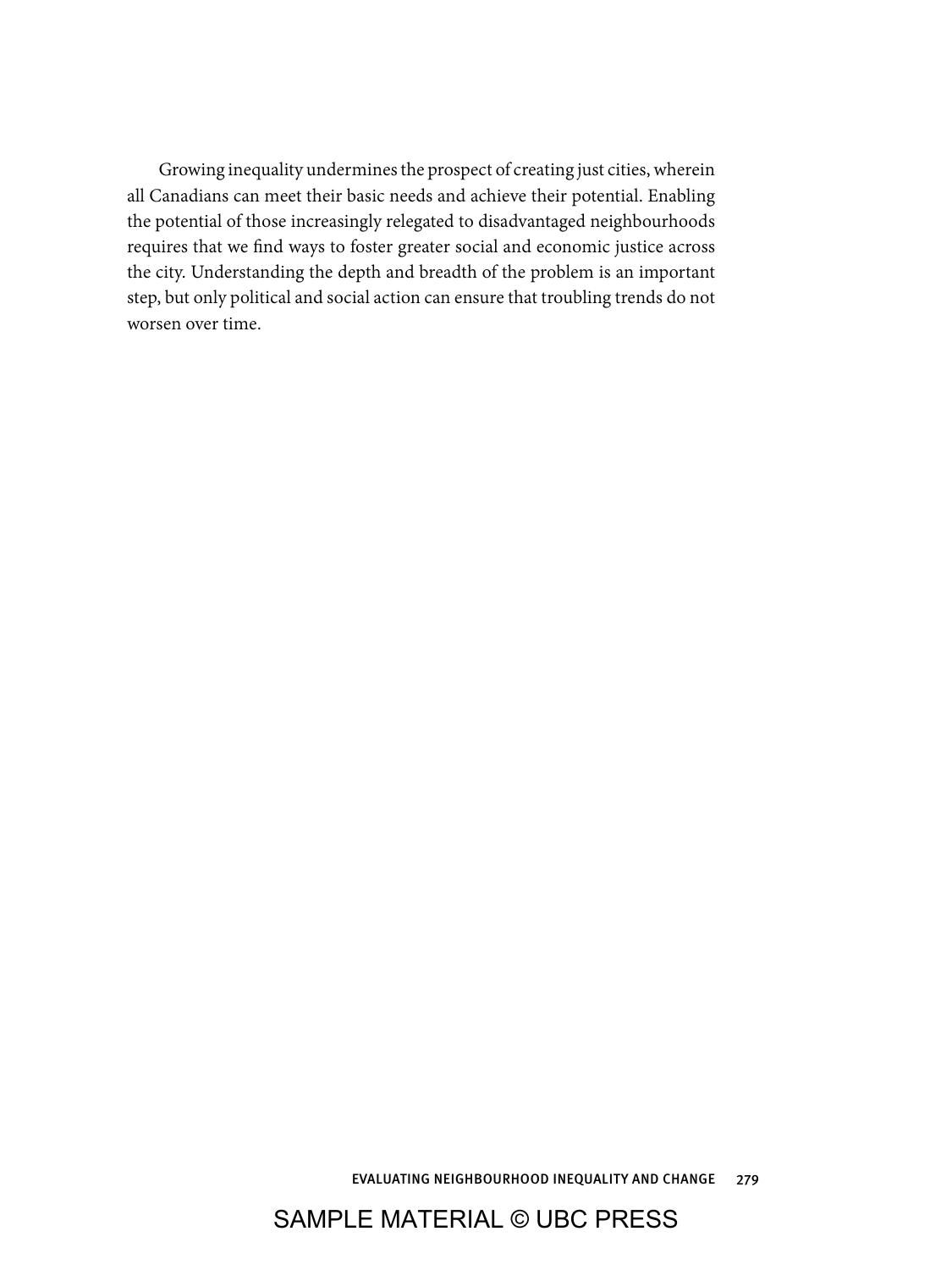Growing inequality undermines the prospect of creating just cities, wherein all Canadians can meet their basic needs and achieve their potential. Enabling the potential of those increasingly relegated to disadvantaged neighbourhoods requires that we find ways to foster greater social and economic justice across the city. Understanding the depth and breadth of the problem is an important step, but only political and social action can ensure that troubling trends do not worsen over time.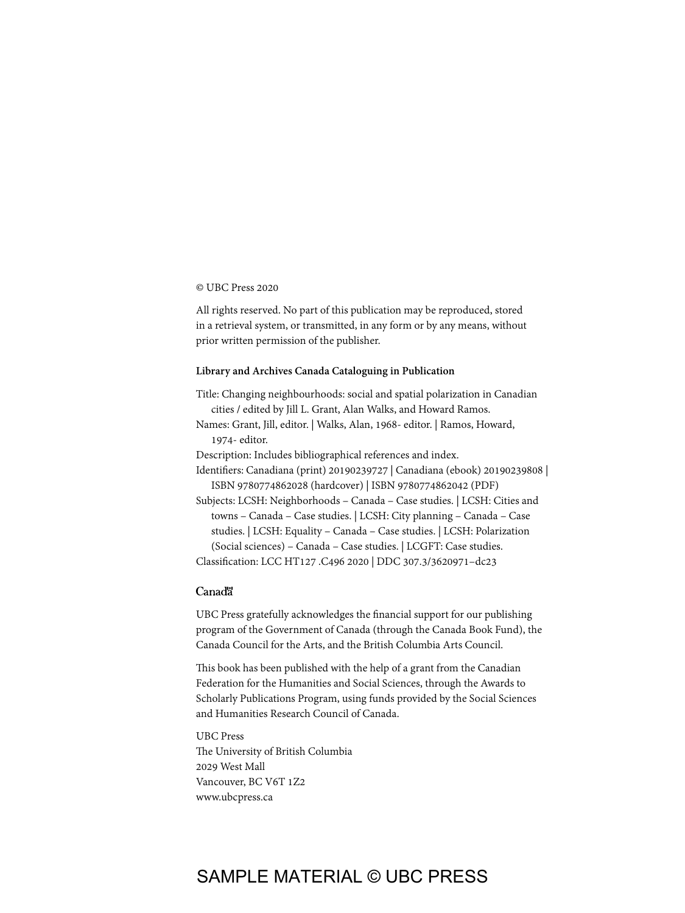© UBC Press 2020

All rights reserved. No part of this publication may be reproduced, stored in a retrieval system, or transmitted, in any form or by any means, without prior written permission of the publisher.

**Library and Archives Canada Cataloguing in Publication**

Title: Changing neighbourhoods: social and spatial polarization in Canadian cities / edited by Jill L. Grant, Alan Walks, and Howard Ramos.
Names: Grant, Jill, editor. | Walks, Alan, 1968- editor. | Ramos, Howard, 1974- editor.
Description: Includes bibliographical references and index.
Identifiers: Canadiana (print) 20190239727 | Canadiana (ebook) 20190239808 | ISBN 9780774862028 (hardcover) | ISBN 9780774862042 (PDF)
Subjects: LCSH: Neighborhoods – Canada – Case studies. | LCSH: Cities and towns – Canada – Case studies. | LCSH: City planning – Canada – Case studies. | LCSH: Equality – Canada – Case studies. | LCSH: Polarization (Social sciences) – Canada – Case studies. | LCGFT: Case studies.
Classification: LCC HT127 .C496 2020 | DDC 307.3/3620971–dc23

Canadä

UBC Press gratefully acknowledges the financial support for our publishing program of the Government of Canada (through the Canada Book Fund), the Canada Council for the Arts, and the British Columbia Arts Council.

This book has been published with the help of a grant from the Canadian Federation for the Humanities and Social Sciences, through the Awards to Scholarly Publications Program, using funds provided by the Social Sciences and Humanities Research Council of Canada.

UBC Press
The University of British Columbia
2029 West Mall
Vancouver, BC V6T 1Z2
www.ubcpress.ca

SAMPLE MATERIAL © UBC PRESS